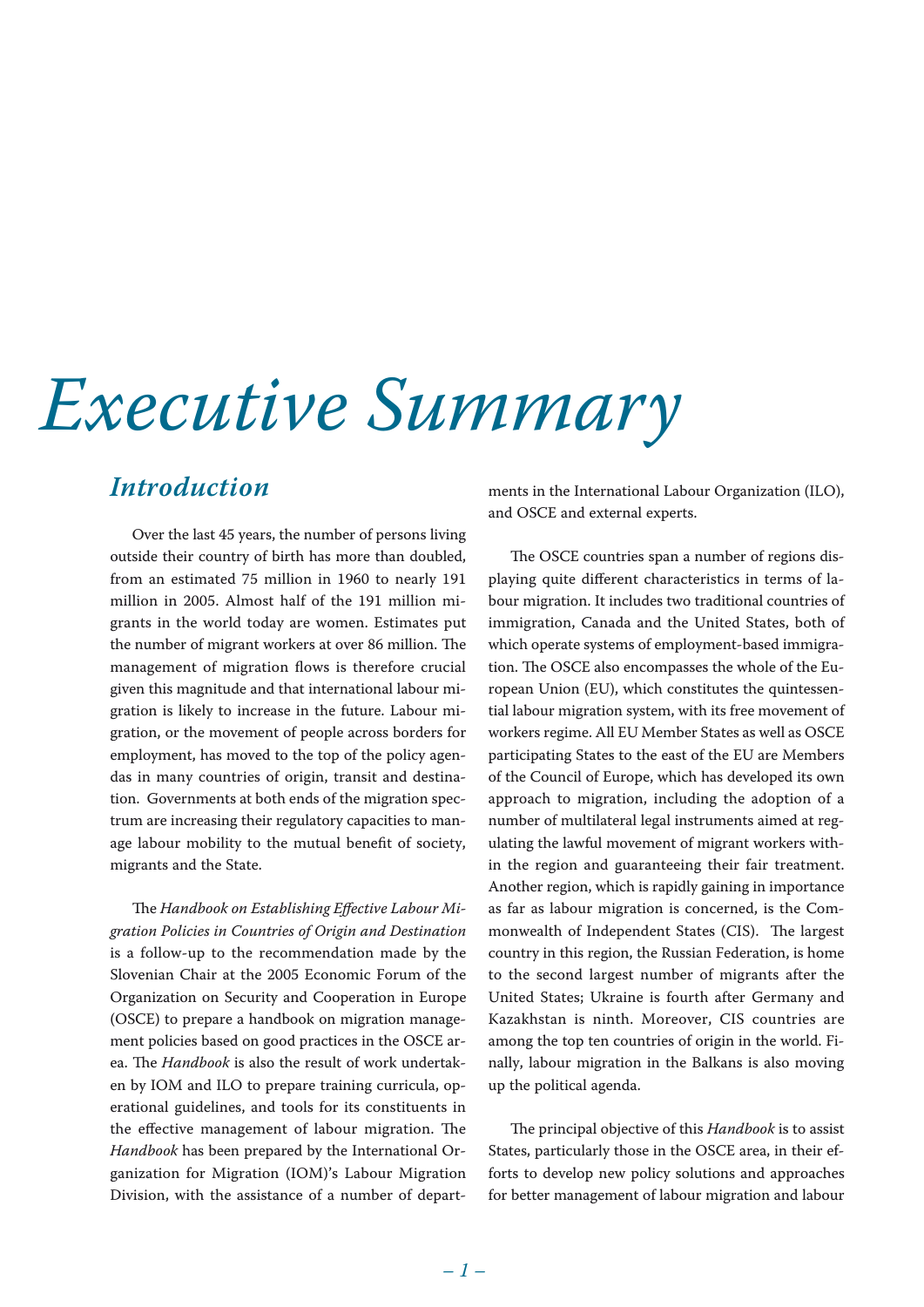# *Executive Summary*

## *Introduction*

Over the last 45 years, the number of persons living outside their country of birth has more than doubled, from an estimated 75 million in 1960 to nearly 191 million in 2005. Almost half of the 191 million migrants in the world today are women. Estimates put the number of migrant workers at over 86 million. The management of migration flows is therefore crucial given this magnitude and that international labour migration is likely to increase in the future. Labour migration, or the movement of people across borders for employment, has moved to the top of the policy agendas in many countries of origin, transit and destination. Governments at both ends of the migration spectrum are increasing their regulatory capacities to manage labour mobility to the mutual benefit of society, migrants and the State.

The *Handbook on Establishing Effective Labour Migration Policies in Countries of Origin and Destination* is a follow-up to the recommendation made by the Slovenian Chair at the 2005 Economic Forum of the Organization on Security and Cooperation in Europe (OSCE) to prepare a handbook on migration management policies based on good practices in the OSCE area. The *Handbook* is also the result of work undertaken by IOM and ILO to prepare training curricula, operational guidelines, and tools for its constituents in the effective management of labour migration. The *Handbook* has been prepared by the International Organization for Migration (IOM)'s Labour Migration Division, with the assistance of a number of departments in the International Labour Organization (ILO), and OSCE and external experts.

The OSCE countries span a number of regions displaying quite different characteristics in terms of labour migration. It includes two traditional countries of immigration, Canada and the United States, both of which operate systems of employment-based immigration. The OSCE also encompasses the whole of the European Union (EU), which constitutes the quintessential labour migration system, with its free movement of workers regime. All EU Member States as well as OSCE participating States to the east of the EU are Members of the Council of Europe, which has developed its own approach to migration, including the adoption of a number of multilateral legal instruments aimed at regulating the lawful movement of migrant workers within the region and guaranteeing their fair treatment. Another region, which is rapidly gaining in importance as far as labour migration is concerned, is the Commonwealth of Independent States (CIS). The largest country in this region, the Russian Federation, is home to the second largest number of migrants after the United States; Ukraine is fourth after Germany and Kazakhstan is ninth. Moreover, CIS countries are among the top ten countries of origin in the world. Finally, labour migration in the Balkans is also moving up the political agenda.

The principal objective of this *Handbook* is to assist States, particularly those in the OSCE area, in their efforts to develop new policy solutions and approaches for better management of labour migration and labour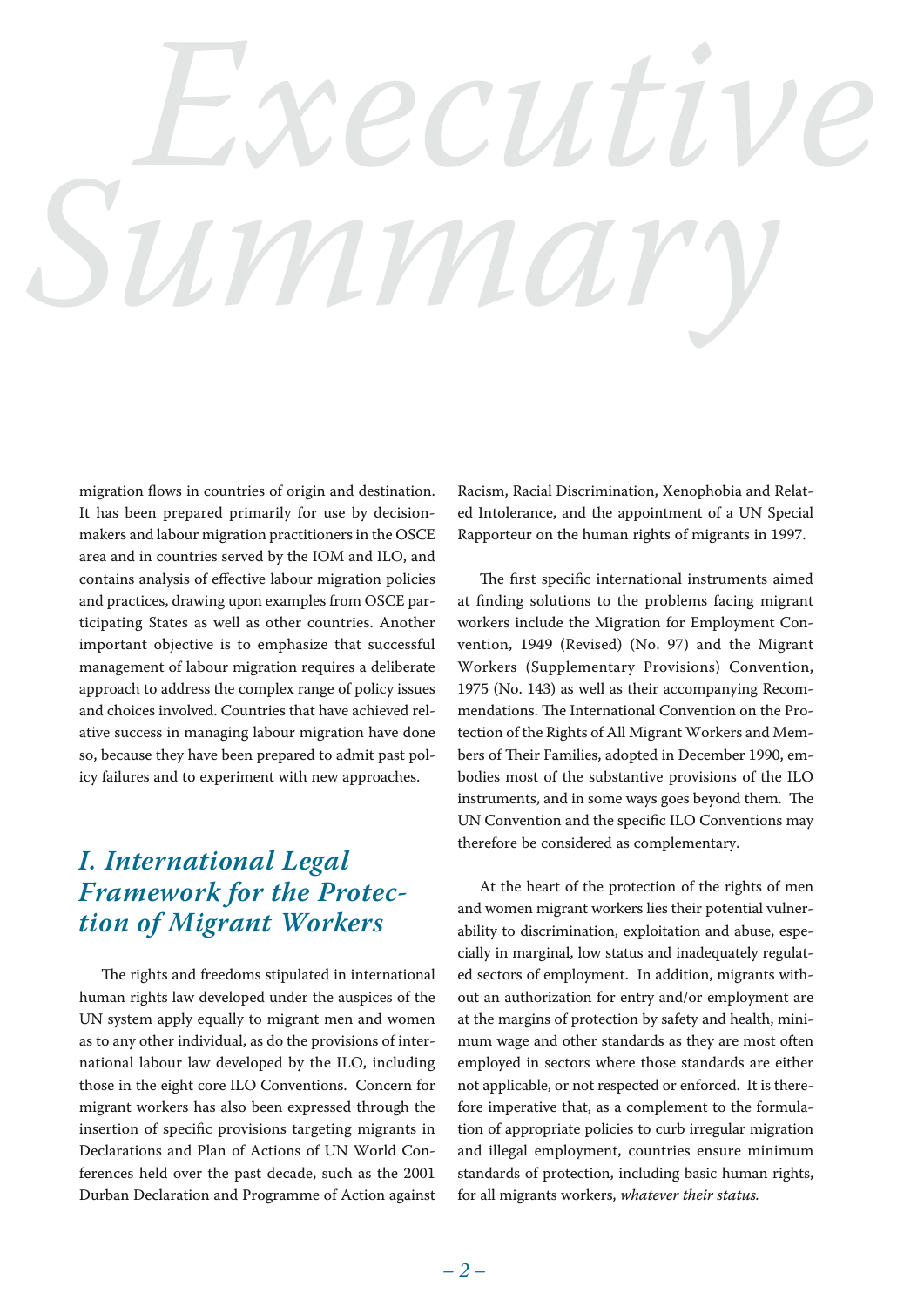# Executive Summary

migration flows in countries of origin and destination. It has been prepared primarily for use by decision-makers and labour migration practitioners in the OSCE area and in countries served by the IOM and ILO, and contains analysis of effective labour migration policies and practices, drawing upon examples from OSCE participating States as well as other countries. Another important objective is to emphasize that successful management of labour migration requires a deliberate approach to address the complex range of policy issues and choices involved. Countries that have achieved relative success in managing labour migration have done so, because they have been prepared to admit past policy failures and to experiment with new approaches.

## I. International Legal Framework for the Protection of Migrant Workers

The rights and freedoms stipulated in international human rights law developed under the auspices of the UN system apply equally to migrant men and women as to any other individual, as do the provisions of international labour law developed by the ILO, including those in the eight core ILO Conventions. Concern for migrant workers has also been expressed through the insertion of specific provisions targeting migrants in Declarations and Plan of Actions of UN World Conferences held over the past decade, such as the 2001 Durban Declaration and Programme of Action against Racism, Racial Discrimination, Xenophobia and Related Intolerance, and the appointment of a UN Special Rapporteur on the human rights of migrants in 1997.

The first specific international instruments aimed at finding solutions to the problems facing migrant workers include the Migration for Employment Convention, 1949 (Revised) (No. 97) and the Migrant Workers (Supplementary Provisions) Convention, 1975 (No. 143) as well as their accompanying Recommendations. The International Convention on the Protection of the Rights of All Migrant Workers and Members of Their Families, adopted in December 1990, embodies most of the substantive provisions of the ILO instruments, and in some ways goes beyond them. The UN Convention and the specific ILO Conventions may therefore be considered as complementary.

At the heart of the protection of the rights of men and women migrant workers lies their potential vulnerability to discrimination, exploitation and abuse, especially in marginal, low status and inadequately regulated sectors of employment. In addition, migrants without an authorization for entry and/or employment are at the margins of protection by safety and health, minimum wage and other standards as they are most often employed in sectors where those standards are either not applicable, or not respected or enforced. It is therefore imperative that, as a complement to the formulation of appropriate policies to curb irregular migration and illegal employment, countries ensure minimum standards of protection, including basic human rights, for all migrants workers, *whatever their status.*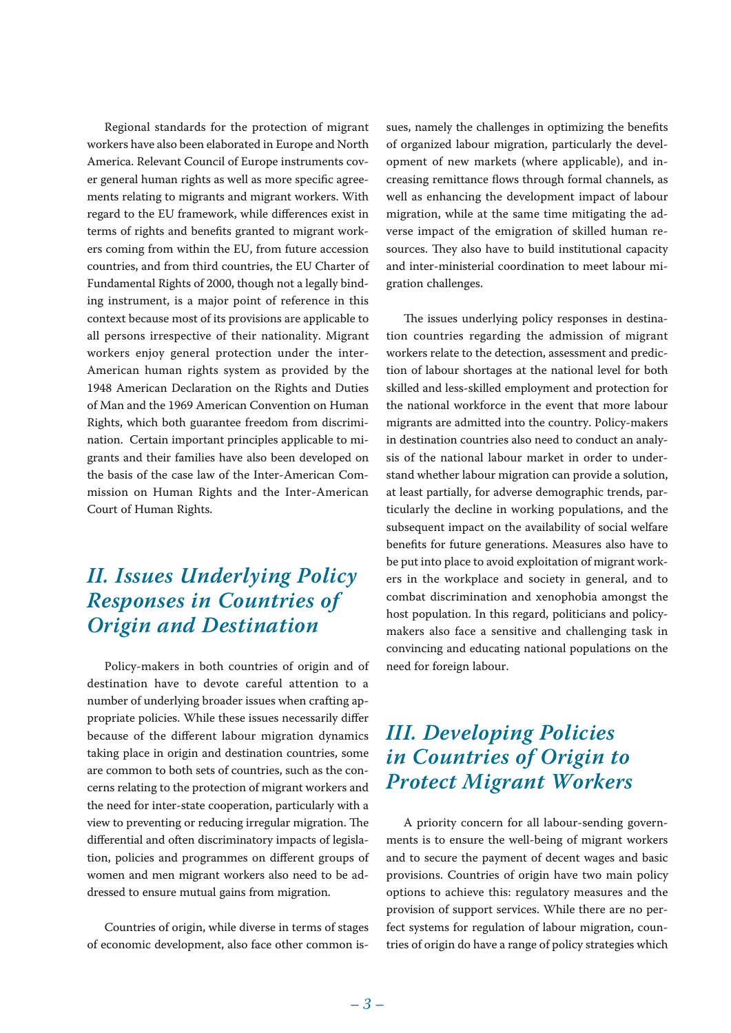Regional standards for the protection of migrant workers have also been elaborated in Europe and North America. Relevant Council of Europe instruments cover general human rights as well as more specific agreements relating to migrants and migrant workers. With regard to the EU framework, while differences exist in terms of rights and benefits granted to migrant workers coming from within the EU, from future accession countries, and from third countries, the EU Charter of Fundamental Rights of 2000, though not a legally binding instrument, is a major point of reference in this context because most of its provisions are applicable to all persons irrespective of their nationality. Migrant workers enjoy general protection under the inter-American human rights system as provided by the 1948 American Declaration on the Rights and Duties of Man and the 1969 American Convention on Human Rights, which both guarantee freedom from discrimination. Certain important principles applicable to migrants and their families have also been developed on the basis of the case law of the Inter-American Commission on Human Rights and the Inter-American Court of Human Rights.

## *II. Issues Underlying Policy Responses in Countries of Origin and Destination*

Policy-makers in both countries of origin and of destination have to devote careful attention to a number of underlying broader issues when crafting appropriate policies. While these issues necessarily differ because of the different labour migration dynamics taking place in origin and destination countries, some are common to both sets of countries, such as the concerns relating to the protection of migrant workers and the need for inter-state cooperation, particularly with a view to preventing or reducing irregular migration. The differential and often discriminatory impacts of legislation, policies and programmes on different groups of women and men migrant workers also need to be addressed to ensure mutual gains from migration.

Countries of origin, while diverse in terms of stages of economic development, also face other common issues, namely the challenges in optimizing the benefits of organized labour migration, particularly the development of new markets (where applicable), and increasing remittance flows through formal channels, as well as enhancing the development impact of labour migration, while at the same time mitigating the adverse impact of the emigration of skilled human resources. They also have to build institutional capacity and inter-ministerial coordination to meet labour migration challenges.

The issues underlying policy responses in destination countries regarding the admission of migrant workers relate to the detection, assessment and prediction of labour shortages at the national level for both skilled and less-skilled employment and protection for the national workforce in the event that more labour migrants are admitted into the country. Policy-makers in destination countries also need to conduct an analysis of the national labour market in order to understand whether labour migration can provide a solution, at least partially, for adverse demographic trends, particularly the decline in working populations, and the subsequent impact on the availability of social welfare benefits for future generations. Measures also have to be put into place to avoid exploitation of migrant workers in the workplace and society in general, and to combat discrimination and xenophobia amongst the host population. In this regard, politicians and policy-makers also face a sensitive and challenging task in convincing and educating national populations on the need for foreign labour.

## *III. Developing Policies in Countries of Origin to Protect Migrant Workers*

A priority concern for all labour-sending governments is to ensure the well-being of migrant workers and to secure the payment of decent wages and basic provisions. Countries of origin have two main policy options to achieve this: regulatory measures and the provision of support services. While there are no perfect systems for regulation of labour migration, countries of origin do have a range of policy strategies which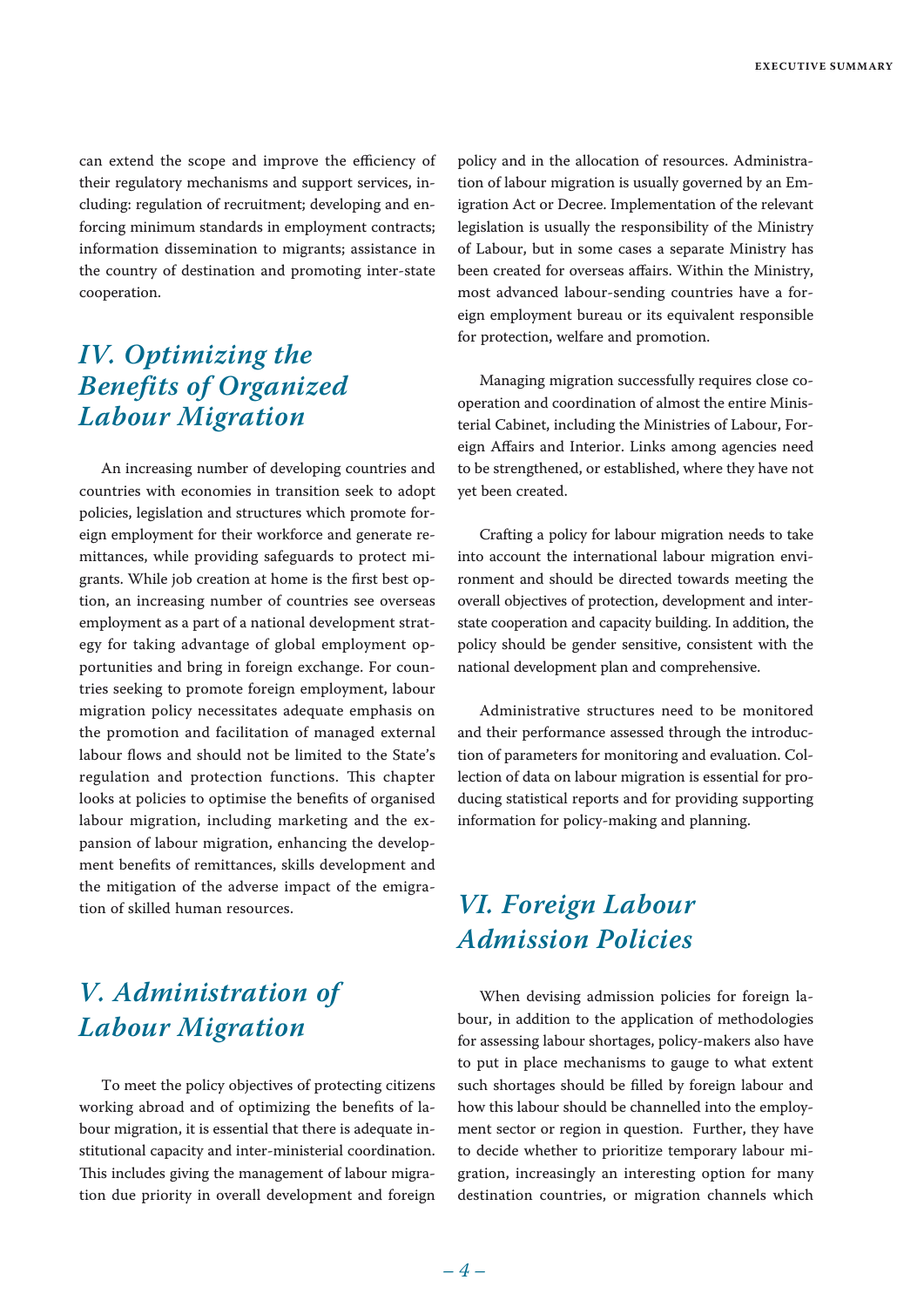can extend the scope and improve the efficiency of their regulatory mechanisms and support services, including: regulation of recruitment; developing and enforcing minimum standards in employment contracts; information dissemination to migrants; assistance in the country of destination and promoting inter-state cooperation.

## IV. Optimizing the Benefits of Organized Labour Migration

An increasing number of developing countries and countries with economies in transition seek to adopt policies, legislation and structures which promote foreign employment for their workforce and generate remittances, while providing safeguards to protect migrants. While job creation at home is the first best option, an increasing number of countries see overseas employment as a part of a national development strategy for taking advantage of global employment opportunities and bring in foreign exchange. For countries seeking to promote foreign employment, labour migration policy necessitates adequate emphasis on the promotion and facilitation of managed external labour flows and should not be limited to the State's regulation and protection functions. This chapter looks at policies to optimise the benefits of organised labour migration, including marketing and the expansion of labour migration, enhancing the development benefits of remittances, skills development and the mitigation of the adverse impact of the emigration of skilled human resources.

## V. Administration of Labour Migration

To meet the policy objectives of protecting citizens working abroad and of optimizing the benefits of labour migration, it is essential that there is adequate institutional capacity and inter-ministerial coordination. This includes giving the management of labour migration due priority in overall development and foreign policy and in the allocation of resources. Administration of labour migration is usually governed by an Emigration Act or Decree. Implementation of the relevant legislation is usually the responsibility of the Ministry of Labour, but in some cases a separate Ministry has been created for overseas affairs. Within the Ministry, most advanced labour-sending countries have a foreign employment bureau or its equivalent responsible for protection, welfare and promotion.

Managing migration successfully requires close cooperation and coordination of almost the entire Ministerial Cabinet, including the Ministries of Labour, Foreign Affairs and Interior. Links among agencies need to be strengthened, or established, where they have not yet been created.

Crafting a policy for labour migration needs to take into account the international labour migration environment and should be directed towards meeting the overall objectives of protection, development and interstate cooperation and capacity building. In addition, the policy should be gender sensitive, consistent with the national development plan and comprehensive.

Administrative structures need to be monitored and their performance assessed through the introduction of parameters for monitoring and evaluation. Collection of data on labour migration is essential for producing statistical reports and for providing supporting information for policy-making and planning.

## VI. Foreign Labour Admission Policies

When devising admission policies for foreign labour, in addition to the application of methodologies for assessing labour shortages, policy-makers also have to put in place mechanisms to gauge to what extent such shortages should be filled by foreign labour and how this labour should be channelled into the employment sector or region in question. Further, they have to decide whether to prioritize temporary labour migration, increasingly an interesting option for many destination countries, or migration channels which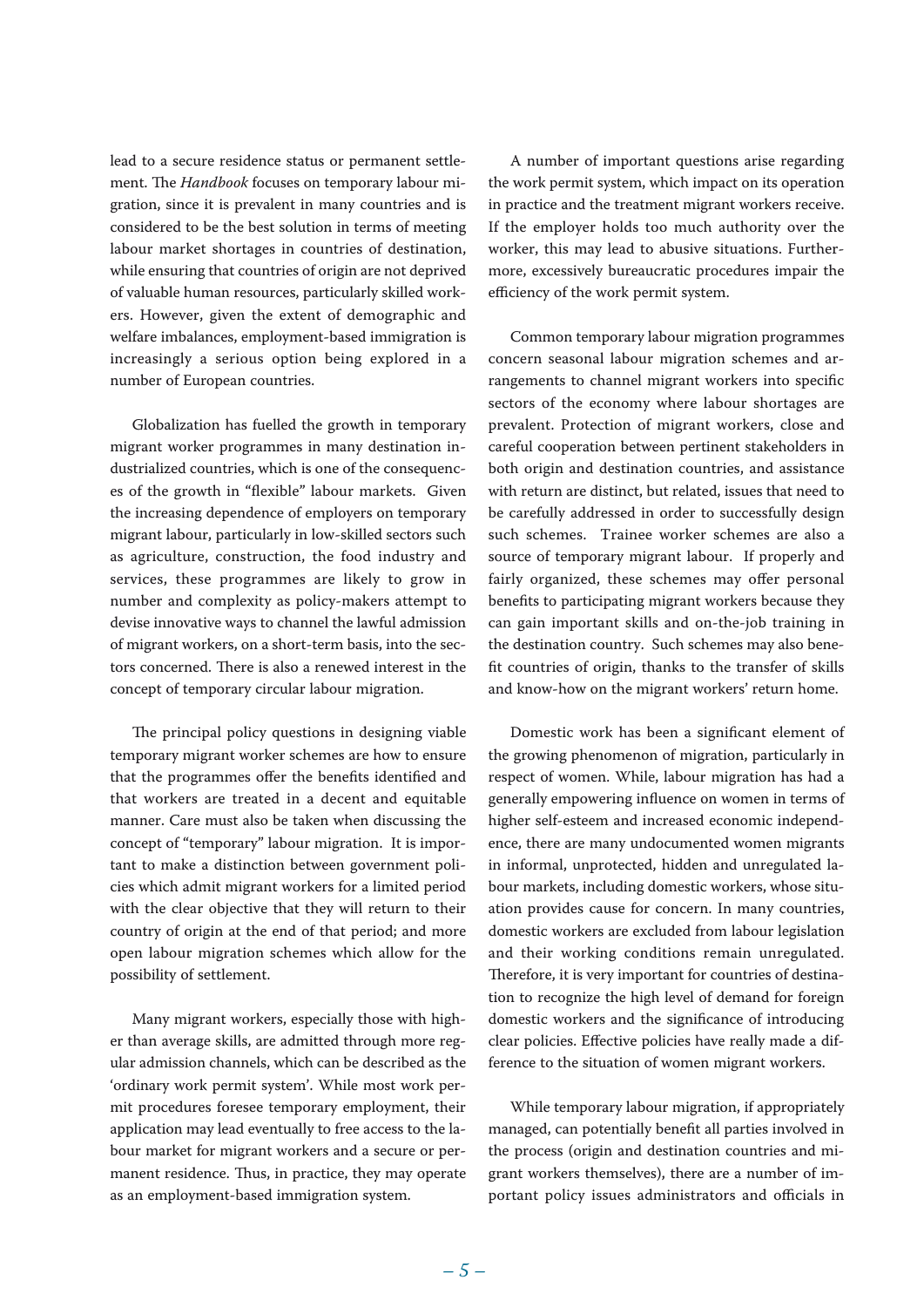lead to a secure residence status or permanent settlement. The *Handbook* focuses on temporary labour migration, since it is prevalent in many countries and is considered to be the best solution in terms of meeting labour market shortages in countries of destination, while ensuring that countries of origin are not deprived of valuable human resources, particularly skilled workers. However, given the extent of demographic and welfare imbalances, employment-based immigration is increasingly a serious option being explored in a number of European countries.

Globalization has fuelled the growth in temporary migrant worker programmes in many destination industrialized countries, which is one of the consequences of the growth in "flexible" labour markets. Given the increasing dependence of employers on temporary migrant labour, particularly in low-skilled sectors such as agriculture, construction, the food industry and services, these programmes are likely to grow in number and complexity as policy-makers attempt to devise innovative ways to channel the lawful admission of migrant workers, on a short-term basis, into the sectors concerned. There is also a renewed interest in the concept of temporary circular labour migration.

The principal policy questions in designing viable temporary migrant worker schemes are how to ensure that the programmes offer the benefits identified and that workers are treated in a decent and equitable manner. Care must also be taken when discussing the concept of "temporary" labour migration. It is important to make a distinction between government policies which admit migrant workers for a limited period with the clear objective that they will return to their country of origin at the end of that period; and more open labour migration schemes which allow for the possibility of settlement.

Many migrant workers, especially those with higher than average skills, are admitted through more regular admission channels, which can be described as the 'ordinary work permit system'. While most work permit procedures foresee temporary employment, their application may lead eventually to free access to the labour market for migrant workers and a secure or permanent residence. Thus, in practice, they may operate as an employment-based immigration system.

A number of important questions arise regarding the work permit system, which impact on its operation in practice and the treatment migrant workers receive. If the employer holds too much authority over the worker, this may lead to abusive situations. Furthermore, excessively bureaucratic procedures impair the efficiency of the work permit system.

Common temporary labour migration programmes concern seasonal labour migration schemes and arrangements to channel migrant workers into specific sectors of the economy where labour shortages are prevalent. Protection of migrant workers, close and careful cooperation between pertinent stakeholders in both origin and destination countries, and assistance with return are distinct, but related, issues that need to be carefully addressed in order to successfully design such schemes. Trainee worker schemes are also a source of temporary migrant labour. If properly and fairly organized, these schemes may offer personal benefits to participating migrant workers because they can gain important skills and on-the-job training in the destination country. Such schemes may also benefit countries of origin, thanks to the transfer of skills and know-how on the migrant workers' return home.

Domestic work has been a significant element of the growing phenomenon of migration, particularly in respect of women. While, labour migration has had a generally empowering influence on women in terms of higher self-esteem and increased economic independence, there are many undocumented women migrants in informal, unprotected, hidden and unregulated labour markets, including domestic workers, whose situation provides cause for concern. In many countries, domestic workers are excluded from labour legislation and their working conditions remain unregulated. Therefore, it is very important for countries of destination to recognize the high level of demand for foreign domestic workers and the significance of introducing clear policies. Effective policies have really made a difference to the situation of women migrant workers.

While temporary labour migration, if appropriately managed, can potentially benefit all parties involved in the process (origin and destination countries and migrant workers themselves), there are a number of important policy issues administrators and officials in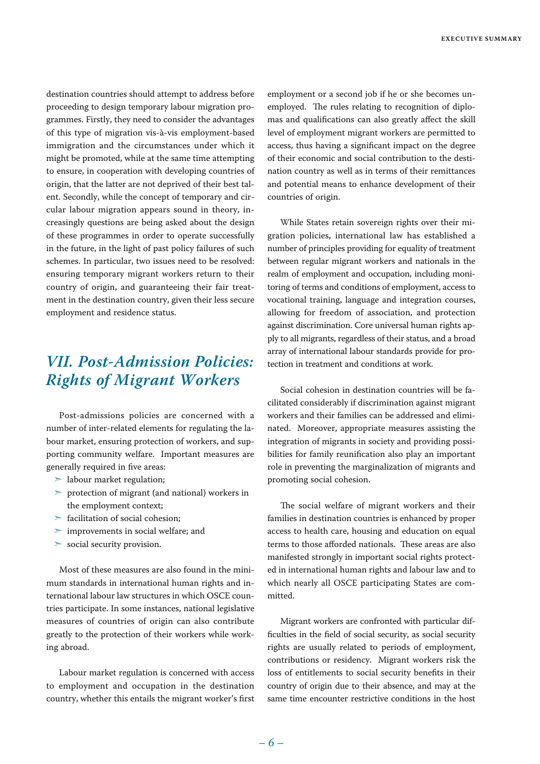destination countries should attempt to address before proceeding to design temporary labour migration programmes. Firstly, they need to consider the advantages of this type of migration vis-à-vis employment-based immigration and the circumstances under which it might be promoted, while at the same time attempting to ensure, in cooperation with developing countries of origin, that the latter are not deprived of their best talent. Secondly, while the concept of temporary and circular labour migration appears sound in theory, increasingly questions are being asked about the design of these programmes in order to operate successfully in the future, in the light of past policy failures of such schemes. In particular, two issues need to be resolved: ensuring temporary migrant workers return to their country of origin, and guaranteeing their fair treatment in the destination country, given their less secure employment and residence status.

## *VII. Post-Admission Policies: Rights of Migrant Workers*

Post-admissions policies are concerned with a number of inter-related elements for regulating the labour market, ensuring protection of workers, and supporting community welfare. Important measures are generally required in five areas:

- labour market regulation;
- protection of migrant (and national) workers in the employment context;
- facilitation of social cohesion;
- improvements in social welfare; and
- social security provision.

Most of these measures are also found in the minimum standards in international human rights and international labour law structures in which OSCE countries participate. In some instances, national legislative measures of countries of origin can also contribute greatly to the protection of their workers while working abroad.

Labour market regulation is concerned with access to employment and occupation in the destination country, whether this entails the migrant worker's first employment or a second job if he or she becomes unemployed. The rules relating to recognition of diplomas and qualifications can also greatly affect the skill level of employment migrant workers are permitted to access, thus having a significant impact on the degree of their economic and social contribution to the destination country as well as in terms of their remittances and potential means to enhance development of their countries of origin.

While States retain sovereign rights over their migration policies, international law has established a number of principles providing for equality of treatment between regular migrant workers and nationals in the realm of employment and occupation, including monitoring of terms and conditions of employment, access to vocational training, language and integration courses, allowing for freedom of association, and protection against discrimination. Core universal human rights apply to all migrants, regardless of their status, and a broad array of international labour standards provide for protection in treatment and conditions at work.

Social cohesion in destination countries will be facilitated considerably if discrimination against migrant workers and their families can be addressed and eliminated. Moreover, appropriate measures assisting the integration of migrants in society and providing possibilities for family reunification also play an important role in preventing the marginalization of migrants and promoting social cohesion.

The social welfare of migrant workers and their families in destination countries is enhanced by proper access to health care, housing and education on equal terms to those afforded nationals. These areas are also manifested strongly in important social rights protected in international human rights and labour law and to which nearly all OSCE participating States are committed.

Migrant workers are confronted with particular difficulties in the field of social security, as social security rights are usually related to periods of employment, contributions or residency. Migrant workers risk the loss of entitlements to social security benefits in their country of origin due to their absence, and may at the same time encounter restrictive conditions in the host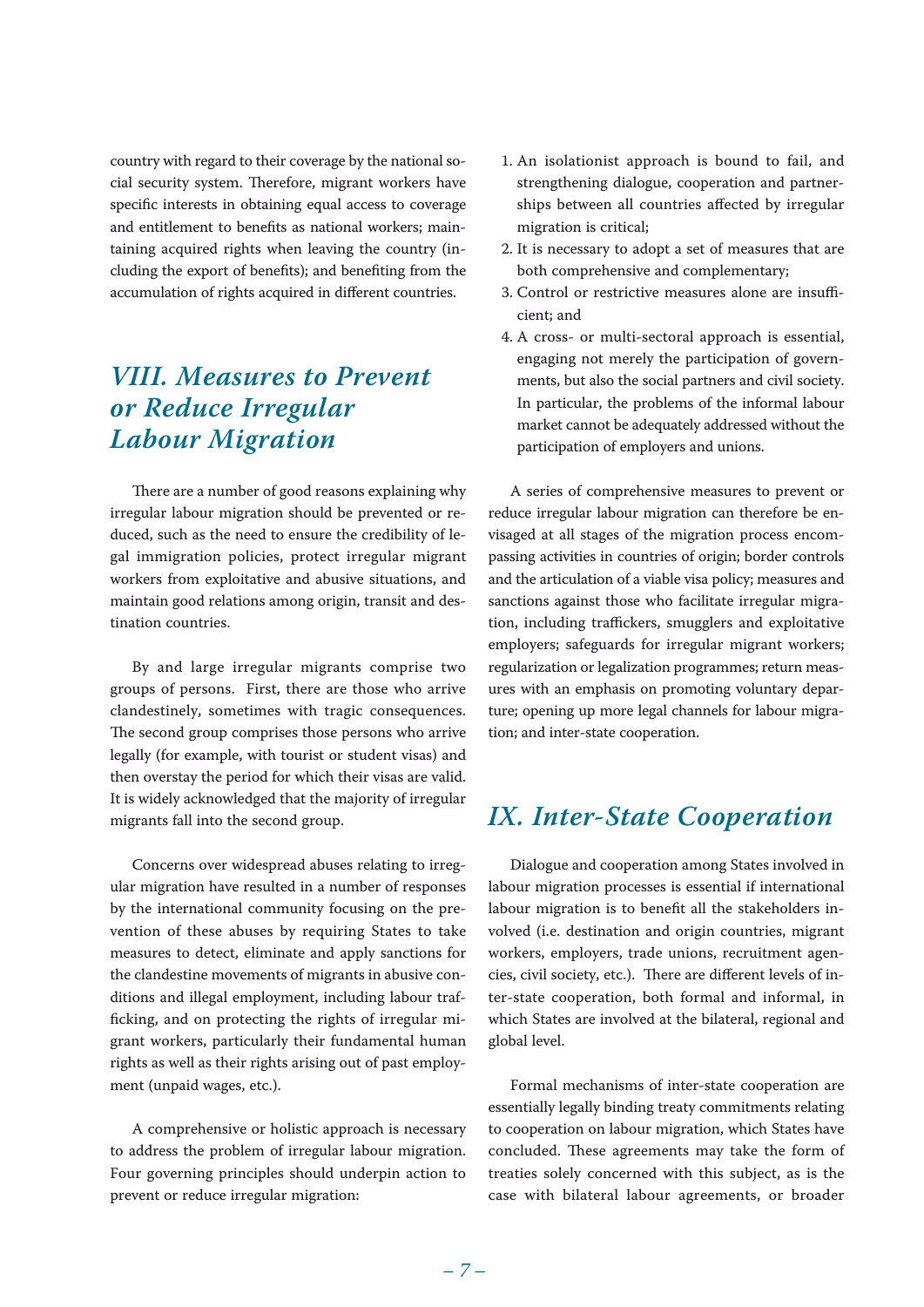country with regard to their coverage by the national social security system. Therefore, migrant workers have specific interests in obtaining equal access to coverage and entitlement to benefits as national workers; maintaining acquired rights when leaving the country (including the export of benefits); and benefiting from the accumulation of rights acquired in different countries.

## *VIII. Measures to Prevent or Reduce Irregular Labour Migration*

There are a number of good reasons explaining why irregular labour migration should be prevented or reduced, such as the need to ensure the credibility of legal immigration policies, protect irregular migrant workers from exploitative and abusive situations, and maintain good relations among origin, transit and destination countries.

By and large irregular migrants comprise two groups of persons. First, there are those who arrive clandestinely, sometimes with tragic consequences. The second group comprises those persons who arrive legally (for example, with tourist or student visas) and then overstay the period for which their visas are valid. It is widely acknowledged that the majority of irregular migrants fall into the second group.

Concerns over widespread abuses relating to irregular migration have resulted in a number of responses by the international community focusing on the prevention of these abuses by requiring States to take measures to detect, eliminate and apply sanctions for the clandestine movements of migrants in abusive conditions and illegal employment, including labour trafficking, and on protecting the rights of irregular migrant workers, particularly their fundamental human rights as well as their rights arising out of past employment (unpaid wages, etc.).

A comprehensive or holistic approach is necessary to address the problem of irregular labour migration. Four governing principles should underpin action to prevent or reduce irregular migration:

1. An isolationist approach is bound to fail, and strengthening dialogue, cooperation and partnerships between all countries affected by irregular migration is critical;
2. It is necessary to adopt a set of measures that are both comprehensive and complementary;
3. Control or restrictive measures alone are insufficient; and
4. A cross- or multi-sectoral approach is essential, engaging not merely the participation of governments, but also the social partners and civil society. In particular, the problems of the informal labour market cannot be adequately addressed without the participation of employers and unions.

A series of comprehensive measures to prevent or reduce irregular labour migration can therefore be envisaged at all stages of the migration process encompassing activities in countries of origin; border controls and the articulation of a viable visa policy; measures and sanctions against those who facilitate irregular migration, including traffickers, smugglers and exploitative employers; safeguards for irregular migrant workers; regularization or legalization programmes; return measures with an emphasis on promoting voluntary departure; opening up more legal channels for labour migration; and inter-state cooperation.

## *IX. Inter-State Cooperation*

Dialogue and cooperation among States involved in labour migration processes is essential if international labour migration is to benefit all the stakeholders involved (i.e. destination and origin countries, migrant workers, employers, trade unions, recruitment agencies, civil society, etc.). There are different levels of inter-state cooperation, both formal and informal, in which States are involved at the bilateral, regional and global level.

Formal mechanisms of inter-state cooperation are essentially legally binding treaty commitments relating to cooperation on labour migration, which States have concluded. These agreements may take the form of treaties solely concerned with this subject, as is the case with bilateral labour agreements, or broader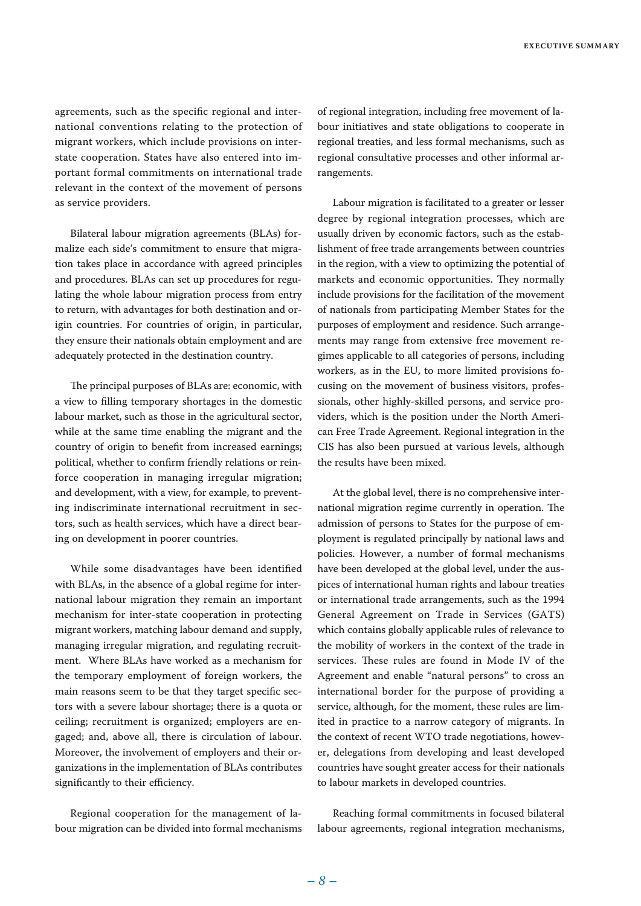agreements, such as the specific regional and international conventions relating to the protection of migrant workers, which include provisions on inter-state cooperation. States have also entered into important formal commitments on international trade relevant in the context of the movement of persons as service providers.

Bilateral labour migration agreements (BLAs) formalize each side's commitment to ensure that migration takes place in accordance with agreed principles and procedures. BLAs can set up procedures for regulating the whole labour migration process from entry to return, with advantages for both destination and origin countries. For countries of origin, in particular, they ensure their nationals obtain employment and are adequately protected in the destination country.

The principal purposes of BLAs are: economic, with a view to filling temporary shortages in the domestic labour market, such as those in the agricultural sector, while at the same time enabling the migrant and the country of origin to benefit from increased earnings; political, whether to confirm friendly relations or reinforce cooperation in managing irregular migration; and development, with a view, for example, to preventing indiscriminate international recruitment in sectors, such as health services, which have a direct bearing on development in poorer countries.

While some disadvantages have been identified with BLAs, in the absence of a global regime for international labour migration they remain an important mechanism for inter-state cooperation in protecting migrant workers, matching labour demand and supply, managing irregular migration, and regulating recruitment. Where BLAs have worked as a mechanism for the temporary employment of foreign workers, the main reasons seem to be that they target specific sectors with a severe labour shortage; there is a quota or ceiling; recruitment is organized; employers are engaged; and, above all, there is circulation of labour. Moreover, the involvement of employers and their organizations in the implementation of BLAs contributes significantly to their efficiency.

Regional cooperation for the management of labour migration can be divided into formal mechanisms of regional integration, including free movement of labour initiatives and state obligations to cooperate in regional treaties, and less formal mechanisms, such as regional consultative processes and other informal arrangements.

Labour migration is facilitated to a greater or lesser degree by regional integration processes, which are usually driven by economic factors, such as the establishment of free trade arrangements between countries in the region, with a view to optimizing the potential of markets and economic opportunities. They normally include provisions for the facilitation of the movement of nationals from participating Member States for the purposes of employment and residence. Such arrangements may range from extensive free movement regimes applicable to all categories of persons, including workers, as in the EU, to more limited provisions focusing on the movement of business visitors, professionals, other highly-skilled persons, and service providers, which is the position under the North American Free Trade Agreement. Regional integration in the CIS has also been pursued at various levels, although the results have been mixed.

At the global level, there is no comprehensive international migration regime currently in operation. The admission of persons to States for the purpose of employment is regulated principally by national laws and policies. However, a number of formal mechanisms have been developed at the global level, under the auspices of international human rights and labour treaties or international trade arrangements, such as the 1994 General Agreement on Trade in Services (GATS) which contains globally applicable rules of relevance to the mobility of workers in the context of the trade in services. These rules are found in Mode IV of the Agreement and enable "natural persons" to cross an international border for the purpose of providing a service, although, for the moment, these rules are limited in practice to a narrow category of migrants. In the context of recent WTO trade negotiations, however, delegations from developing and least developed countries have sought greater access for their nationals to labour markets in developed countries.

Reaching formal commitments in focused bilateral labour agreements, regional integration mechanisms,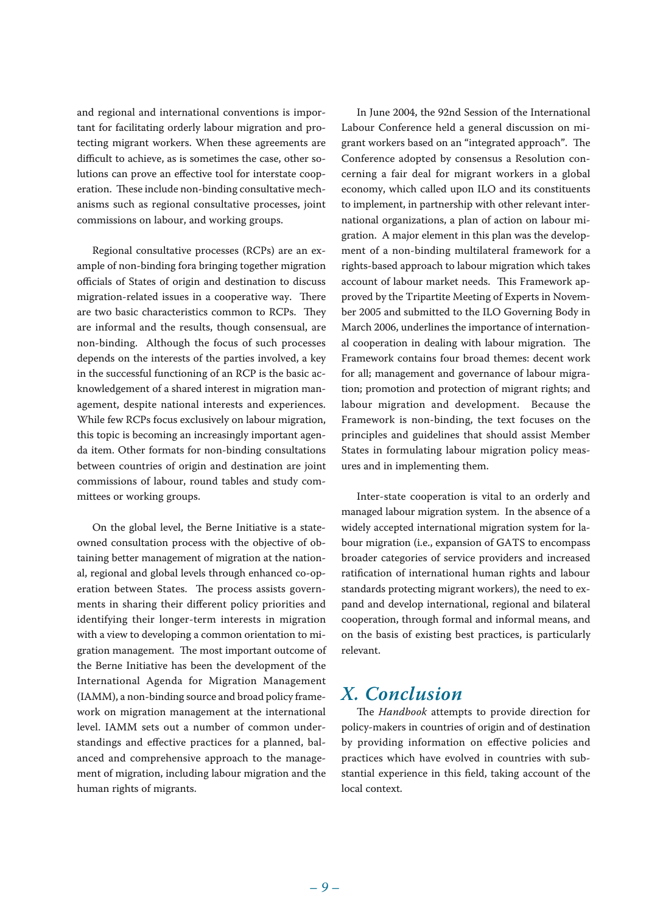and regional and international conventions is important for facilitating orderly labour migration and protecting migrant workers. When these agreements are difficult to achieve, as is sometimes the case, other solutions can prove an effective tool for interstate cooperation. These include non-binding consultative mechanisms such as regional consultative processes, joint commissions on labour, and working groups.

Regional consultative processes (RCPs) are an example of non-binding fora bringing together migration officials of States of origin and destination to discuss migration-related issues in a cooperative way. There are two basic characteristics common to RCPs. They are informal and the results, though consensual, are non-binding. Although the focus of such processes depends on the interests of the parties involved, a key in the successful functioning of an RCP is the basic acknowledgement of a shared interest in migration management, despite national interests and experiences. While few RCPs focus exclusively on labour migration, this topic is becoming an increasingly important agenda item. Other formats for non-binding consultations between countries of origin and destination are joint commissions of labour, round tables and study committees or working groups.

On the global level, the Berne Initiative is a state-owned consultation process with the objective of obtaining better management of migration at the national, regional and global levels through enhanced co-operation between States. The process assists governments in sharing their different policy priorities and identifying their longer-term interests in migration with a view to developing a common orientation to migration management. The most important outcome of the Berne Initiative has been the development of the International Agenda for Migration Management (IAMM), a non-binding source and broad policy framework on migration management at the international level. IAMM sets out a number of common understandings and effective practices for a planned, balanced and comprehensive approach to the management of migration, including labour migration and the human rights of migrants.

In June 2004, the 92nd Session of the International Labour Conference held a general discussion on migrant workers based on an "integrated approach". The Conference adopted by consensus a Resolution concerning a fair deal for migrant workers in a global economy, which called upon ILO and its constituents to implement, in partnership with other relevant international organizations, a plan of action on labour migration. A major element in this plan was the development of a non-binding multilateral framework for a rights-based approach to labour migration which takes account of labour market needs. This Framework approved by the Tripartite Meeting of Experts in November 2005 and submitted to the ILO Governing Body in March 2006, underlines the importance of international cooperation in dealing with labour migration. The Framework contains four broad themes: decent work for all; management and governance of labour migration; promotion and protection of migrant rights; and labour migration and development. Because the Framework is non-binding, the text focuses on the principles and guidelines that should assist Member States in formulating labour migration policy measures and in implementing them.

Inter-state cooperation is vital to an orderly and managed labour migration system. In the absence of a widely accepted international migration system for labour migration (i.e., expansion of GATS to encompass broader categories of service providers and increased ratification of international human rights and labour standards protecting migrant workers), the need to expand and develop international, regional and bilateral cooperation, through formal and informal means, and on the basis of existing best practices, is particularly relevant.

## X. Conclusion

The *Handbook* attempts to provide direction for policy-makers in countries of origin and of destination by providing information on effective policies and practices which have evolved in countries with substantial experience in this field, taking account of the local context.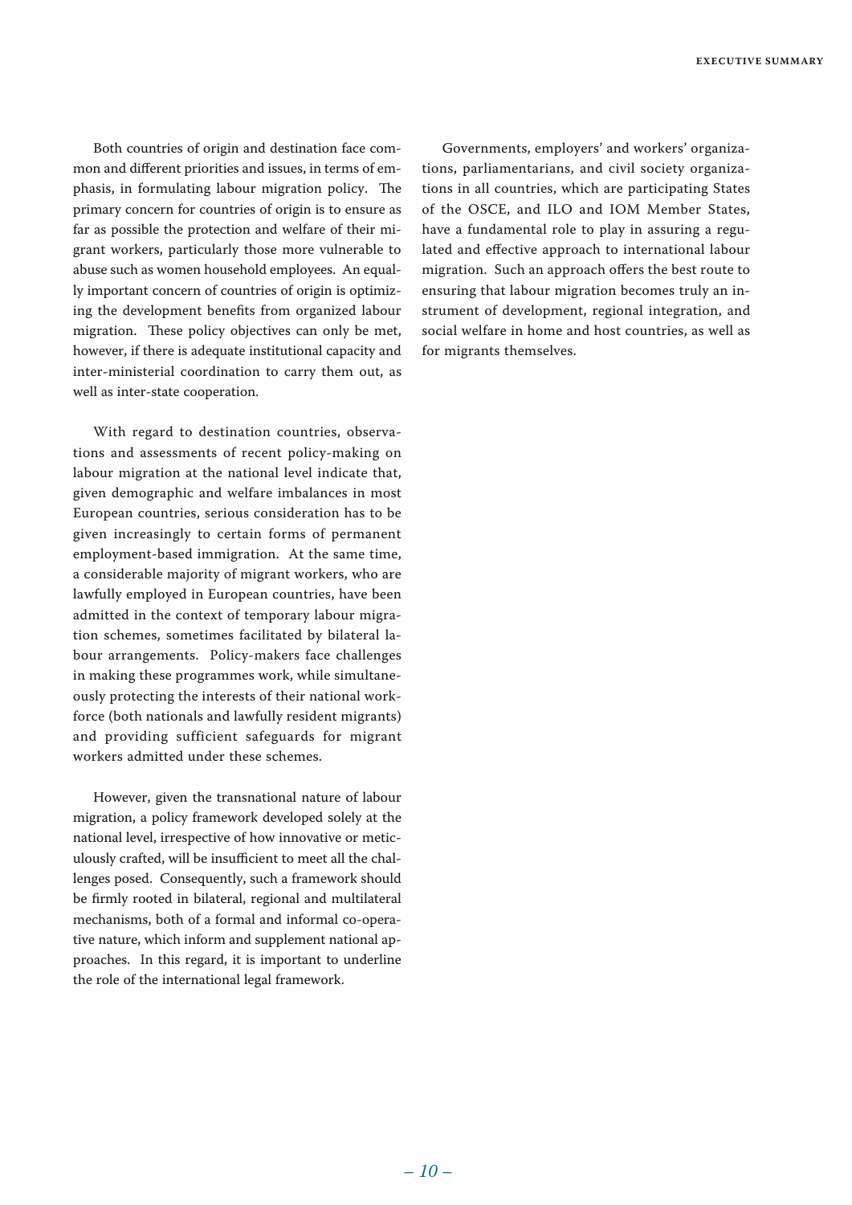Both countries of origin and destination face common and different priorities and issues, in terms of emphasis, in formulating labour migration policy. The primary concern for countries of origin is to ensure as far as possible the protection and welfare of their migrant workers, particularly those more vulnerable to abuse such as women household employees. An equally important concern of countries of origin is optimizing the development benefits from organized labour migration. These policy objectives can only be met, however, if there is adequate institutional capacity and inter-ministerial coordination to carry them out, as well as inter-state cooperation.

With regard to destination countries, observations and assessments of recent policy-making on labour migration at the national level indicate that, given demographic and welfare imbalances in most European countries, serious consideration has to be given increasingly to certain forms of permanent employment-based immigration. At the same time, a considerable majority of migrant workers, who are lawfully employed in European countries, have been admitted in the context of temporary labour migration schemes, sometimes facilitated by bilateral labour arrangements. Policy-makers face challenges in making these programmes work, while simultaneously protecting the interests of their national workforce (both nationals and lawfully resident migrants) and providing sufficient safeguards for migrant workers admitted under these schemes.

However, given the transnational nature of labour migration, a policy framework developed solely at the national level, irrespective of how innovative or meticulously crafted, will be insufficient to meet all the challenges posed. Consequently, such a framework should be firmly rooted in bilateral, regional and multilateral mechanisms, both of a formal and informal co-operative nature, which inform and supplement national approaches. In this regard, it is important to underline the role of the international legal framework.

Governments, employers' and workers' organizations, parliamentarians, and civil society organizations in all countries, which are participating States of the OSCE, and ILO and IOM Member States, have a fundamental role to play in assuring a regulated and effective approach to international labour migration. Such an approach offers the best route to ensuring that labour migration becomes truly an instrument of development, regional integration, and social welfare in home and host countries, as well as for migrants themselves.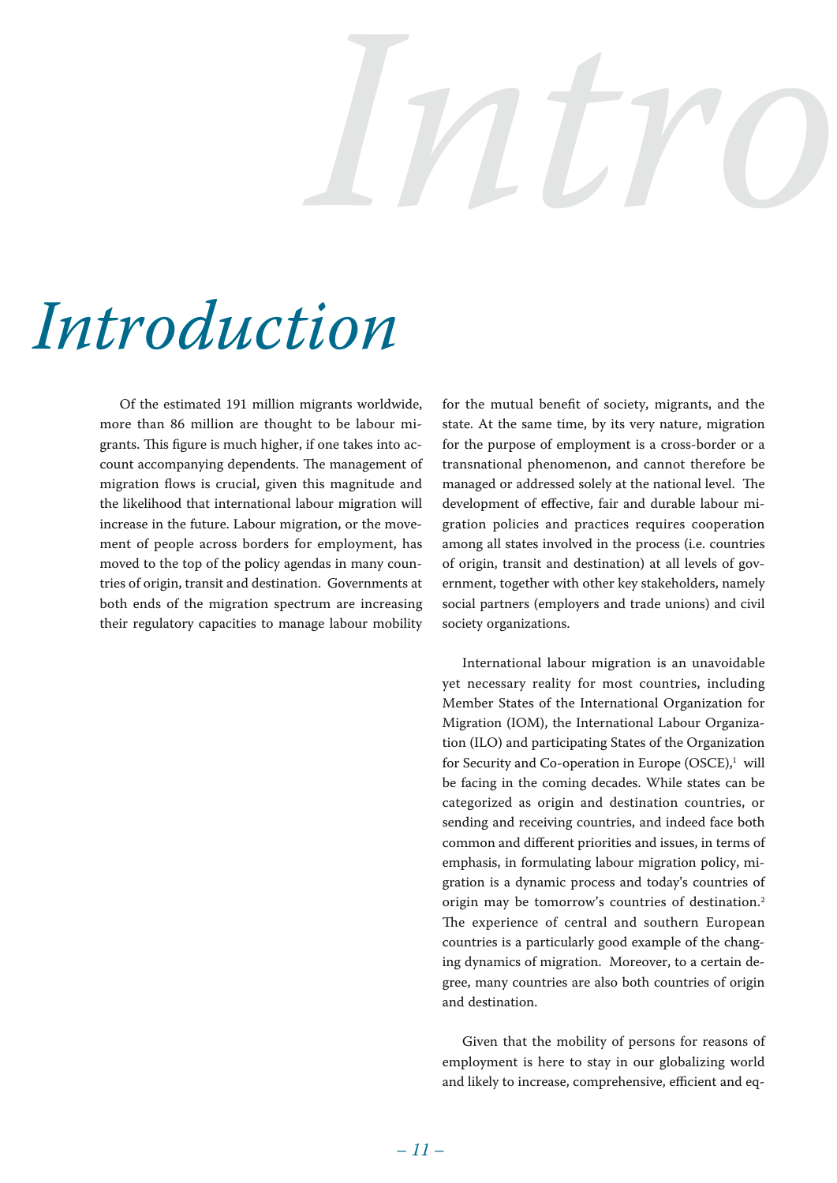# Introduction

Of the estimated 191 million migrants worldwide, more than 86 million are thought to be labour migrants. This figure is much higher, if one takes into account accompanying dependents. The management of migration flows is crucial, given this magnitude and the likelihood that international labour migration will increase in the future. Labour migration, or the movement of people across borders for employment, has moved to the top of the policy agendas in many countries of origin, transit and destination. Governments at both ends of the migration spectrum are increasing their regulatory capacities to manage labour mobility for the mutual benefit of society, migrants, and the state. At the same time, by its very nature, migration for the purpose of employment is a cross-border or a transnational phenomenon, and cannot therefore be managed or addressed solely at the national level. The development of effective, fair and durable labour migration policies and practices requires cooperation among all states involved in the process (i.e. countries of origin, transit and destination) at all levels of government, together with other key stakeholders, namely social partners (employers and trade unions) and civil society organizations.

International labour migration is an unavoidable yet necessary reality for most countries, including Member States of the International Organization for Migration (IOM), the International Labour Organization (ILO) and participating States of the Organization for Security and Co-operation in Europe (OSCE),[1] will be facing in the coming decades. While states can be categorized as origin and destination countries, or sending and receiving countries, and indeed face both common and different priorities and issues, in terms of emphasis, in formulating labour migration policy, migration is a dynamic process and today's countries of origin may be tomorrow's countries of destination.[2] The experience of central and southern European countries is a particularly good example of the changing dynamics of migration. Moreover, to a certain degree, many countries are also both countries of origin and destination.

Given that the mobility of persons for reasons of employment is here to stay in our globalizing world and likely to increase, comprehensive, efficient and eq-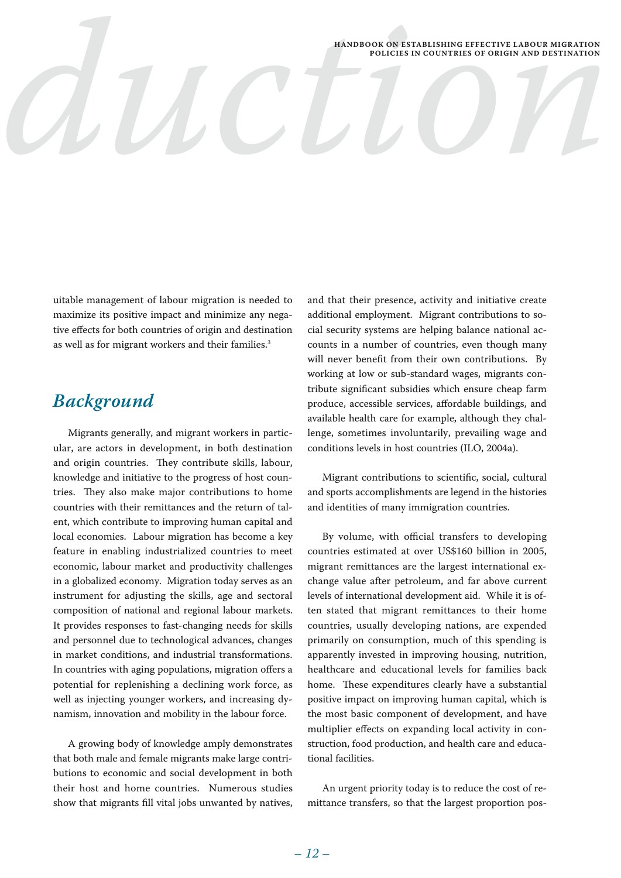uitable management of labour migration is needed to maximize its positive impact and minimize any negative effects for both countries of origin and destination as well as for migrant workers and their families.[3]

## Background

Migrants generally, and migrant workers in particular, are actors in development, in both destination and origin countries. They contribute skills, labour, knowledge and initiative to the progress of host countries. They also make major contributions to home countries with their remittances and the return of talent, which contribute to improving human capital and local economies. Labour migration has become a key feature in enabling industrialized countries to meet economic, labour market and productivity challenges in a globalized economy. Migration today serves as an instrument for adjusting the skills, age and sectoral composition of national and regional labour markets. It provides responses to fast-changing needs for skills and personnel due to technological advances, changes in market conditions, and industrial transformations. In countries with aging populations, migration offers a potential for replenishing a declining work force, as well as injecting younger workers, and increasing dynamism, innovation and mobility in the labour force.

A growing body of knowledge amply demonstrates that both male and female migrants make large contributions to economic and social development in both their host and home countries. Numerous studies show that migrants fill vital jobs unwanted by natives, and that their presence, activity and initiative create additional employment. Migrant contributions to social security systems are helping balance national accounts in a number of countries, even though many will never benefit from their own contributions. By working at low or sub-standard wages, migrants contribute significant subsidies which ensure cheap farm produce, accessible services, affordable buildings, and available health care for example, although they challenge, sometimes involuntarily, prevailing wage and conditions levels in host countries (ILO, 2004a).

Migrant contributions to scientific, social, cultural and sports accomplishments are legend in the histories and identities of many immigration countries.

By volume, with official transfers to developing countries estimated at over US$160 billion in 2005, migrant remittances are the largest international exchange value after petroleum, and far above current levels of international development aid. While it is often stated that migrant remittances to their home countries, usually developing nations, are expended primarily on consumption, much of this spending is apparently invested in improving housing, nutrition, healthcare and educational levels for families back home. These expenditures clearly have a substantial positive impact on improving human capital, which is the most basic component of development, and have multiplier effects on expanding local activity in construction, food production, and health care and educational facilities.

An urgent priority today is to reduce the cost of remittance transfers, so that the largest proportion pos-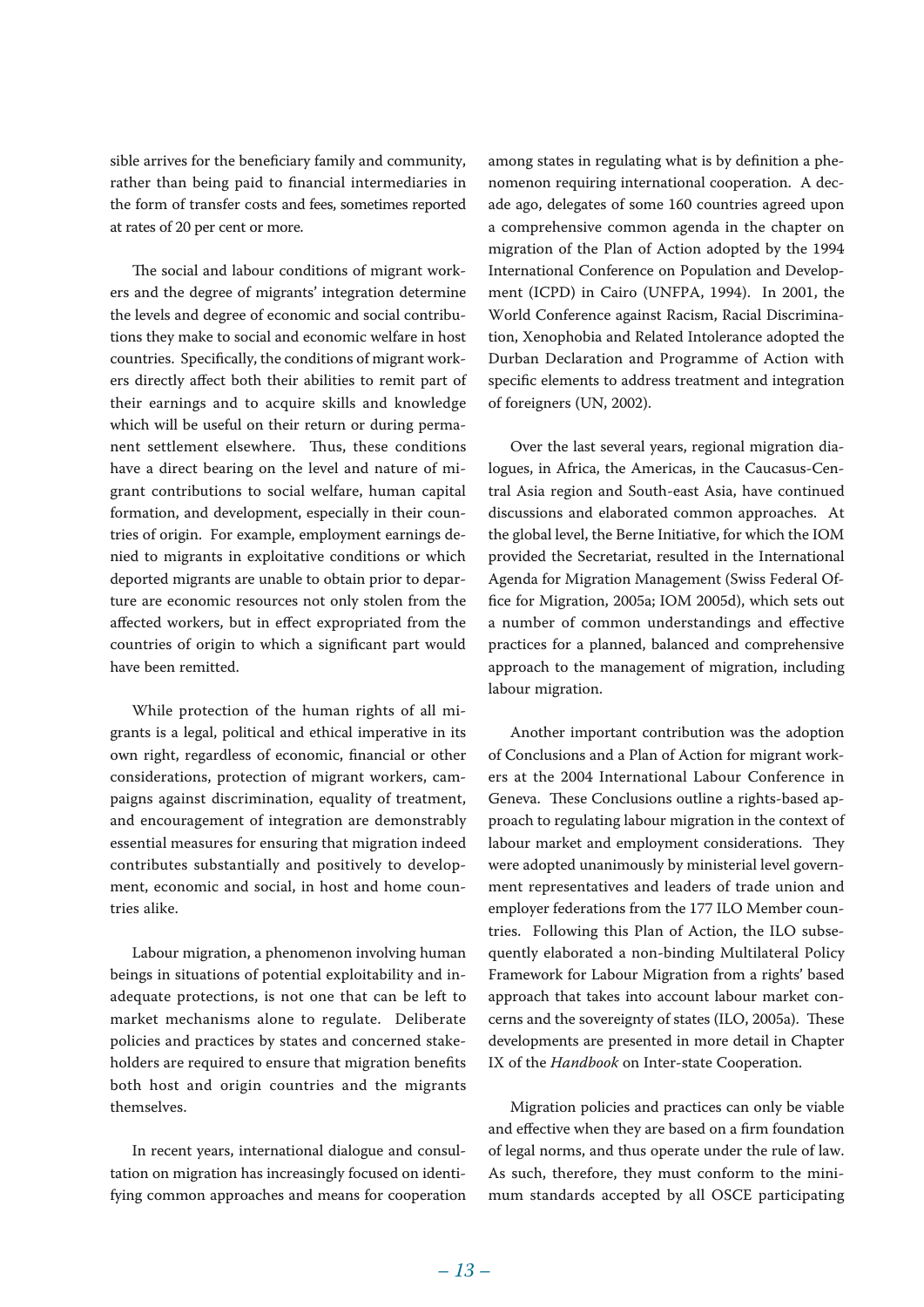sible arrives for the beneficiary family and community, rather than being paid to financial intermediaries in the form of transfer costs and fees, sometimes reported at rates of 20 per cent or more.

The social and labour conditions of migrant workers and the degree of migrants' integration determine the levels and degree of economic and social contributions they make to social and economic welfare in host countries. Specifically, the conditions of migrant workers directly affect both their abilities to remit part of their earnings and to acquire skills and knowledge which will be useful on their return or during permanent settlement elsewhere. Thus, these conditions have a direct bearing on the level and nature of migrant contributions to social welfare, human capital formation, and development, especially in their countries of origin. For example, employment earnings denied to migrants in exploitative conditions or which deported migrants are unable to obtain prior to departure are economic resources not only stolen from the affected workers, but in effect expropriated from the countries of origin to which a significant part would have been remitted.

While protection of the human rights of all migrants is a legal, political and ethical imperative in its own right, regardless of economic, financial or other considerations, protection of migrant workers, campaigns against discrimination, equality of treatment, and encouragement of integration are demonstrably essential measures for ensuring that migration indeed contributes substantially and positively to development, economic and social, in host and home countries alike.

Labour migration, a phenomenon involving human beings in situations of potential exploitability and inadequate protections, is not one that can be left to market mechanisms alone to regulate. Deliberate policies and practices by states and concerned stakeholders are required to ensure that migration benefits both host and origin countries and the migrants themselves.

In recent years, international dialogue and consultation on migration has increasingly focused on identifying common approaches and means for cooperation among states in regulating what is by definition a phenomenon requiring international cooperation. A decade ago, delegates of some 160 countries agreed upon a comprehensive common agenda in the chapter on migration of the Plan of Action adopted by the 1994 International Conference on Population and Development (ICPD) in Cairo (UNFPA, 1994). In 2001, the World Conference against Racism, Racial Discrimination, Xenophobia and Related Intolerance adopted the Durban Declaration and Programme of Action with specific elements to address treatment and integration of foreigners (UN, 2002).

Over the last several years, regional migration dialogues, in Africa, the Americas, in the Caucasus-Central Asia region and South-east Asia, have continued discussions and elaborated common approaches. At the global level, the Berne Initiative, for which the IOM provided the Secretariat, resulted in the International Agenda for Migration Management (Swiss Federal Office for Migration, 2005a; IOM 2005d), which sets out a number of common understandings and effective practices for a planned, balanced and comprehensive approach to the management of migration, including labour migration.

Another important contribution was the adoption of Conclusions and a Plan of Action for migrant workers at the 2004 International Labour Conference in Geneva. These Conclusions outline a rights-based approach to regulating labour migration in the context of labour market and employment considerations. They were adopted unanimously by ministerial level government representatives and leaders of trade union and employer federations from the 177 ILO Member countries. Following this Plan of Action, the ILO subsequently elaborated a non-binding Multilateral Policy Framework for Labour Migration from a rights' based approach that takes into account labour market concerns and the sovereignty of states (ILO, 2005a). These developments are presented in more detail in Chapter IX of the *Handbook* on Inter-state Cooperation.

Migration policies and practices can only be viable and effective when they are based on a firm foundation of legal norms, and thus operate under the rule of law. As such, therefore, they must conform to the minimum standards accepted by all OSCE participating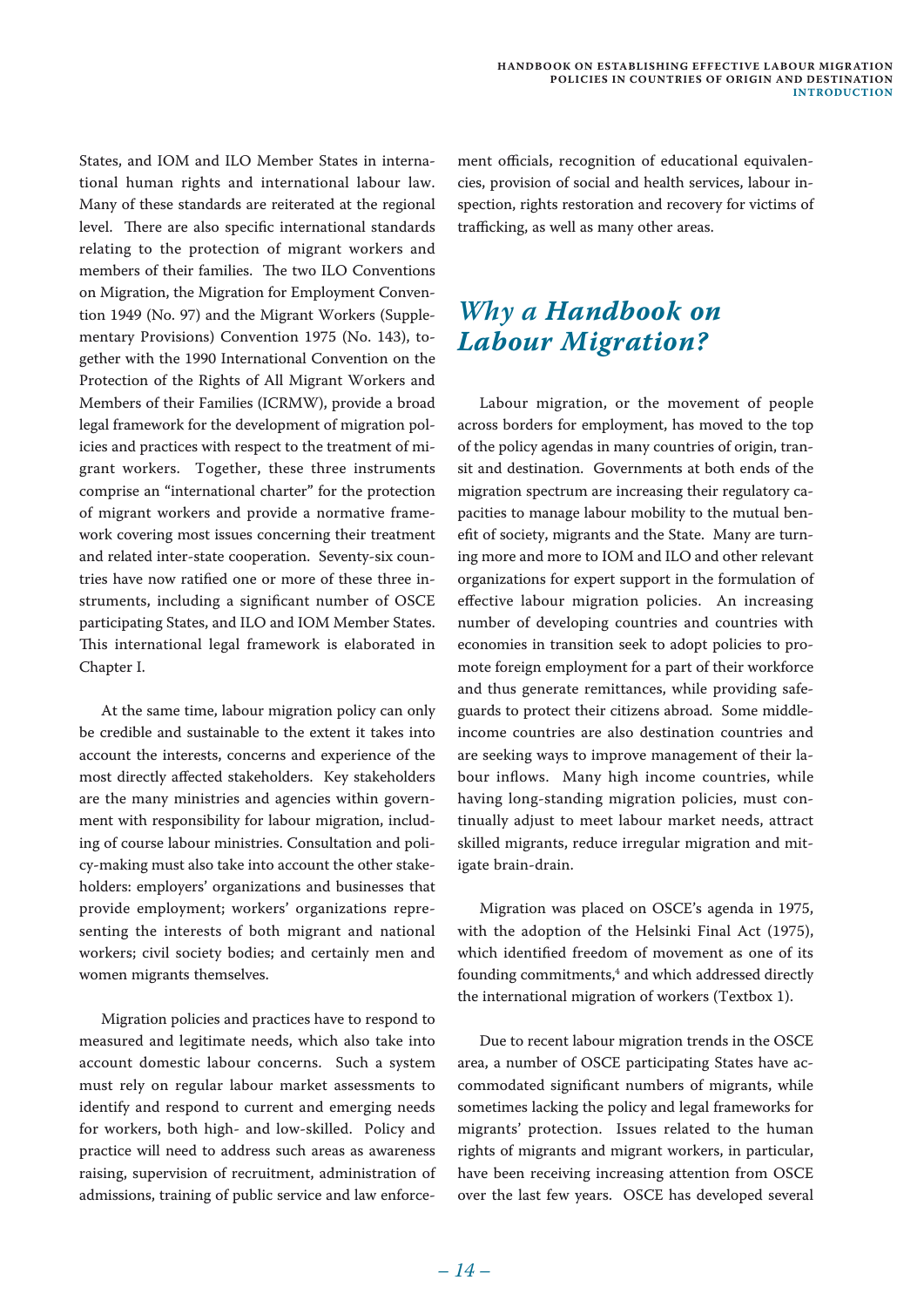States, and IOM and ILO Member States in international human rights and international labour law. Many of these standards are reiterated at the regional level. There are also specific international standards relating to the protection of migrant workers and members of their families. The two ILO Conventions on Migration, the Migration for Employment Convention 1949 (No. 97) and the Migrant Workers (Supplementary Provisions) Convention 1975 (No. 143), together with the 1990 International Convention on the Protection of the Rights of All Migrant Workers and Members of their Families (ICRMW), provide a broad legal framework for the development of migration policies and practices with respect to the treatment of migrant workers. Together, these three instruments comprise an "international charter" for the protection of migrant workers and provide a normative framework covering most issues concerning their treatment and related inter-state cooperation. Seventy-six countries have now ratified one or more of these three instruments, including a significant number of OSCE participating States, and ILO and IOM Member States. This international legal framework is elaborated in Chapter I.

At the same time, labour migration policy can only be credible and sustainable to the extent it takes into account the interests, concerns and experience of the most directly affected stakeholders. Key stakeholders are the many ministries and agencies within government with responsibility for labour migration, including of course labour ministries. Consultation and policy-making must also take into account the other stakeholders: employers' organizations and businesses that provide employment; workers' organizations representing the interests of both migrant and national workers; civil society bodies; and certainly men and women migrants themselves.

Migration policies and practices have to respond to measured and legitimate needs, which also take into account domestic labour concerns. Such a system must rely on regular labour market assessments to identify and respond to current and emerging needs for workers, both high- and low-skilled. Policy and practice will need to address such areas as awareness raising, supervision of recruitment, administration of admissions, training of public service and law enforcement officials, recognition of educational equivalencies, provision of social and health services, labour inspection, rights restoration and recovery for victims of trafficking, as well as many other areas.

## *Why a Handbook on Labour Migration?*

Labour migration, or the movement of people across borders for employment, has moved to the top of the policy agendas in many countries of origin, transit and destination. Governments at both ends of the migration spectrum are increasing their regulatory capacities to manage labour mobility to the mutual benefit of society, migrants and the State. Many are turning more and more to IOM and ILO and other relevant organizations for expert support in the formulation of effective labour migration policies. An increasing number of developing countries and countries with economies in transition seek to adopt policies to promote foreign employment for a part of their workforce and thus generate remittances, while providing safeguards to protect their citizens abroad. Some middle-income countries are also destination countries and are seeking ways to improve management of their labour inflows. Many high income countries, while having long-standing migration policies, must continually adjust to meet labour market needs, attract skilled migrants, reduce irregular migration and mitigate brain-drain.

Migration was placed on OSCE's agenda in 1975, with the adoption of the Helsinki Final Act (1975), which identified freedom of movement as one of its founding commitments,[4] and which addressed directly the international migration of workers (Textbox 1).

Due to recent labour migration trends in the OSCE area, a number of OSCE participating States have accommodated significant numbers of migrants, while sometimes lacking the policy and legal frameworks for migrants' protection. Issues related to the human rights of migrants and migrant workers, in particular, have been receiving increasing attention from OSCE over the last few years. OSCE has developed several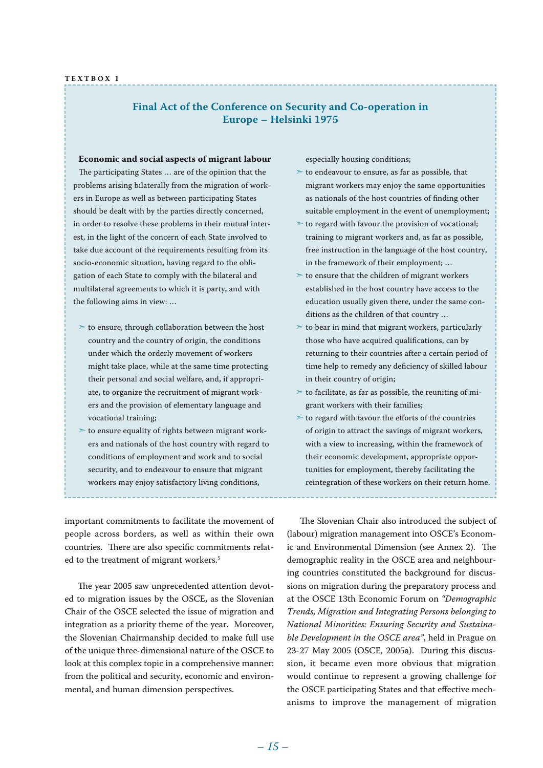**TEXTBOX 1**

## Final Act of the Conference on Security and Co-operation in Europe – Helsinki 1975

**Economic and social aspects of migrant labour**

The participating States … are of the opinion that the problems arising bilaterally from the migration of workers in Europe as well as between participating States should be dealt with by the parties directly concerned, in order to resolve these problems in their mutual interest, in the light of the concern of each State involved to take due account of the requirements resulting from its socio-economic situation, having regard to the obligation of each State to comply with the bilateral and multilateral agreements to which it is party, and with the following aims in view: …

- to ensure, through collaboration between the host country and the country of origin, the conditions under which the orderly movement of workers might take place, while at the same time protecting their personal and social welfare, and, if appropriate, to organize the recruitment of migrant workers and the provision of elementary language and vocational training;
- to ensure equality of rights between migrant workers and nationals of the host country with regard to conditions of employment and work and to social security, and to endeavour to ensure that migrant workers may enjoy satisfactory living conditions, especially housing conditions;
- to endeavour to ensure, as far as possible, that migrant workers may enjoy the same opportunities as nationals of the host countries of finding other suitable employment in the event of unemployment;
- to regard with favour the provision of vocational; training to migrant workers and, as far as possible, free instruction in the language of the host country, in the framework of their employment; …
- to ensure that the children of migrant workers established in the host country have access to the education usually given there, under the same conditions as the children of that country …
- to bear in mind that migrant workers, particularly those who have acquired qualifications, can by returning to their countries after a certain period of time help to remedy any deficiency of skilled labour in their country of origin;
- to facilitate, as far as possible, the reuniting of migrant workers with their families;
- to regard with favour the efforts of the countries of origin to attract the savings of migrant workers, with a view to increasing, within the framework of their economic development, appropriate opportunities for employment, thereby facilitating the reintegration of these workers on their return home.

---

important commitments to facilitate the movement of people across borders, as well as within their own countries. There are also specific commitments related to the treatment of migrant workers.[5]

The year 2005 saw unprecedented attention devoted to migration issues by the OSCE, as the Slovenian Chair of the OSCE selected the issue of migration and integration as a priority theme of the year. Moreover, the Slovenian Chairmanship decided to make full use of the unique three-dimensional nature of the OSCE to look at this complex topic in a comprehensive manner: from the political and security, economic and environmental, and human dimension perspectives.

The Slovenian Chair also introduced the subject of (labour) migration management into OSCE's Economic and Environmental Dimension (see Annex 2). The demographic reality in the OSCE area and neighbouring countries constituted the background for discussions on migration during the preparatory process and at the OSCE 13th Economic Forum on *"Demographic Trends, Migration and Integrating Persons belonging to National Minorities: Ensuring Security and Sustainable Development in the OSCE area"*, held in Prague on 23-27 May 2005 (OSCE, 2005a). During this discussion, it became even more obvious that migration would continue to represent a growing challenge for the OSCE participating States and that effective mechanisms to improve the management of migration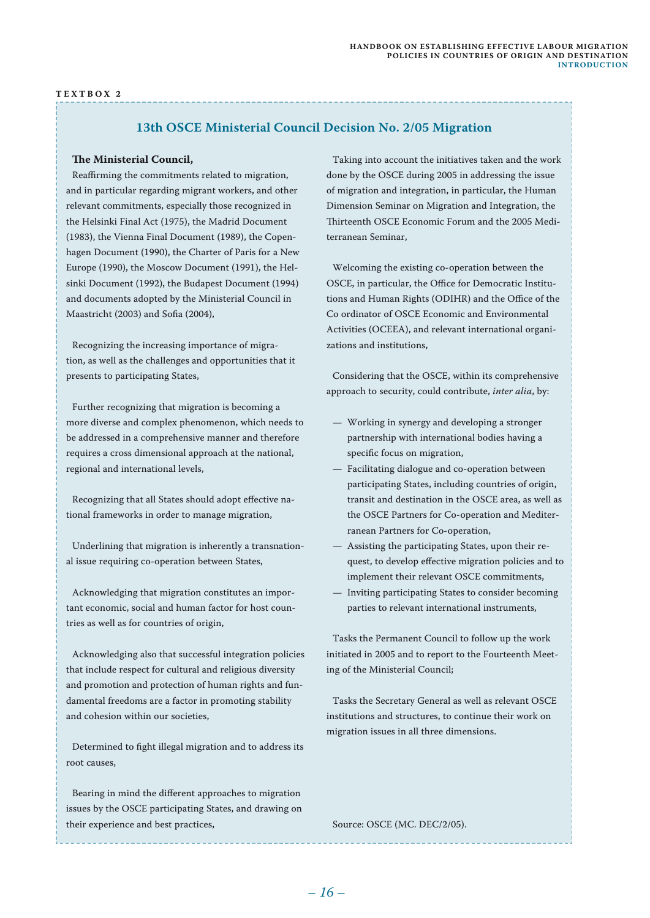TEXTBOX 2

## 13th OSCE Ministerial Council Decision No. 2/05 Migration

**The Ministerial Council,**

Reaffirming the commitments related to migration, and in particular regarding migrant workers, and other relevant commitments, especially those recognized in the Helsinki Final Act (1975), the Madrid Document (1983), the Vienna Final Document (1989), the Copenhagen Document (1990), the Charter of Paris for a New Europe (1990), the Moscow Document (1991), the Helsinki Document (1992), the Budapest Document (1994) and documents adopted by the Ministerial Council in Maastricht (2003) and Sofia (2004),

Recognizing the increasing importance of migration, as well as the challenges and opportunities that it presents to participating States,

Further recognizing that migration is becoming a more diverse and complex phenomenon, which needs to be addressed in a comprehensive manner and therefore requires a cross dimensional approach at the national, regional and international levels,

Recognizing that all States should adopt effective national frameworks in order to manage migration,

Underlining that migration is inherently a transnational issue requiring co-operation between States,

Acknowledging that migration constitutes an important economic, social and human factor for host countries as well as for countries of origin,

Acknowledging also that successful integration policies that include respect for cultural and religious diversity and promotion and protection of human rights and fundamental freedoms are a factor in promoting stability and cohesion within our societies,

Determined to fight illegal migration and to address its root causes,

Bearing in mind the different approaches to migration issues by the OSCE participating States, and drawing on their experience and best practices,

Taking into account the initiatives taken and the work done by the OSCE during 2005 in addressing the issue of migration and integration, in particular, the Human Dimension Seminar on Migration and Integration, the Thirteenth OSCE Economic Forum and the 2005 Mediterranean Seminar,

Welcoming the existing co-operation between the OSCE, in particular, the Office for Democratic Institutions and Human Rights (ODIHR) and the Office of the Co ordinator of OSCE Economic and Environmental Activities (OCEEA), and relevant international organizations and institutions,

Considering that the OSCE, within its comprehensive approach to security, could contribute, *inter alia*, by:

- Working in synergy and developing a stronger partnership with international bodies having a specific focus on migration,
- Facilitating dialogue and co-operation between participating States, including countries of origin, transit and destination in the OSCE area, as well as the OSCE Partners for Co-operation and Mediterranean Partners for Co-operation,
- Assisting the participating States, upon their request, to develop effective migration policies and to implement their relevant OSCE commitments,
- Inviting participating States to consider becoming parties to relevant international instruments,

Tasks the Permanent Council to follow up the work initiated in 2005 and to report to the Fourteenth Meeting of the Ministerial Council;

Tasks the Secretary General as well as relevant OSCE institutions and structures, to continue their work on migration issues in all three dimensions.

Source: OSCE (MC. DEC/2/05).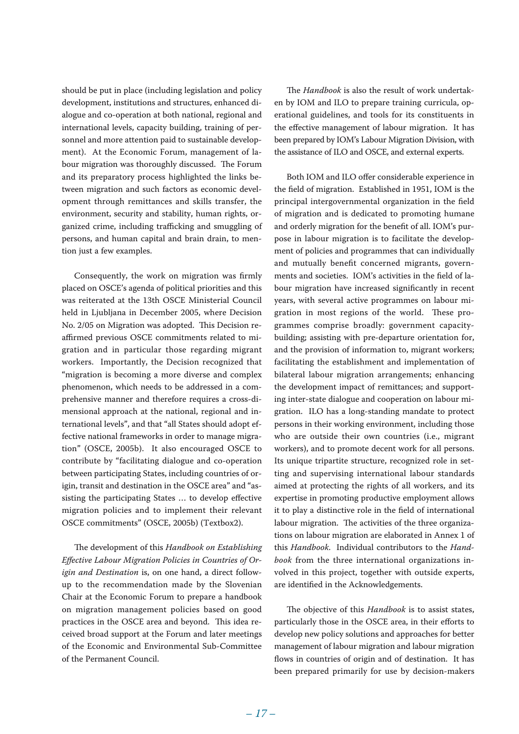should be put in place (including legislation and policy development, institutions and structures, enhanced dialogue and co-operation at both national, regional and international levels, capacity building, training of personnel and more attention paid to sustainable development). At the Economic Forum, management of labour migration was thoroughly discussed. The Forum and its preparatory process highlighted the links between migration and such factors as economic development through remittances and skills transfer, the environment, security and stability, human rights, organized crime, including trafficking and smuggling of persons, and human capital and brain drain, to mention just a few examples.

Consequently, the work on migration was firmly placed on OSCE's agenda of political priorities and this was reiterated at the 13th OSCE Ministerial Council held in Ljubljana in December 2005, where Decision No. 2/05 on Migration was adopted. This Decision reaffirmed previous OSCE commitments related to migration and in particular those regarding migrant workers. Importantly, the Decision recognized that "migration is becoming a more diverse and complex phenomenon, which needs to be addressed in a comprehensive manner and therefore requires a cross-dimensional approach at the national, regional and international levels", and that "all States should adopt effective national frameworks in order to manage migration" (OSCE, 2005b). It also encouraged OSCE to contribute by "facilitating dialogue and co-operation between participating States, including countries of origin, transit and destination in the OSCE area" and "assisting the participating States … to develop effective migration policies and to implement their relevant OSCE commitments" (OSCE, 2005b) (Textbox2).

The development of this *Handbook on Establishing Effective Labour Migration Policies in Countries of Origin and Destination* is, on one hand, a direct follow-up to the recommendation made by the Slovenian Chair at the Economic Forum to prepare a handbook on migration management policies based on good practices in the OSCE area and beyond. This idea received broad support at the Forum and later meetings of the Economic and Environmental Sub-Committee of the Permanent Council.

The *Handbook* is also the result of work undertaken by IOM and ILO to prepare training curricula, operational guidelines, and tools for its constituents in the effective management of labour migration. It has been prepared by IOM's Labour Migration Division, with the assistance of ILO and OSCE, and external experts.

Both IOM and ILO offer considerable experience in the field of migration. Established in 1951, IOM is the principal intergovernmental organization in the field of migration and is dedicated to promoting humane and orderly migration for the benefit of all. IOM's purpose in labour migration is to facilitate the development of policies and programmes that can individually and mutually benefit concerned migrants, governments and societies. IOM's activities in the field of labour migration have increased significantly in recent years, with several active programmes on labour migration in most regions of the world. These programmes comprise broadly: government capacity-building; assisting with pre-departure orientation for, and the provision of information to, migrant workers; facilitating the establishment and implementation of bilateral labour migration arrangements; enhancing the development impact of remittances; and supporting inter-state dialogue and cooperation on labour migration. ILO has a long-standing mandate to protect persons in their working environment, including those who are outside their own countries (i.e., migrant workers), and to promote decent work for all persons. Its unique tripartite structure, recognized role in setting and supervising international labour standards aimed at protecting the rights of all workers, and its expertise in promoting productive employment allows it to play a distinctive role in the field of international labour migration. The activities of the three organizations on labour migration are elaborated in Annex 1 of this *Handbook*. Individual contributors to the *Handbook* from the three international organizations involved in this project, together with outside experts, are identified in the Acknowledgements.

The objective of this *Handbook* is to assist states, particularly those in the OSCE area, in their efforts to develop new policy solutions and approaches for better management of labour migration and labour migration flows in countries of origin and of destination. It has been prepared primarily for use by decision-makers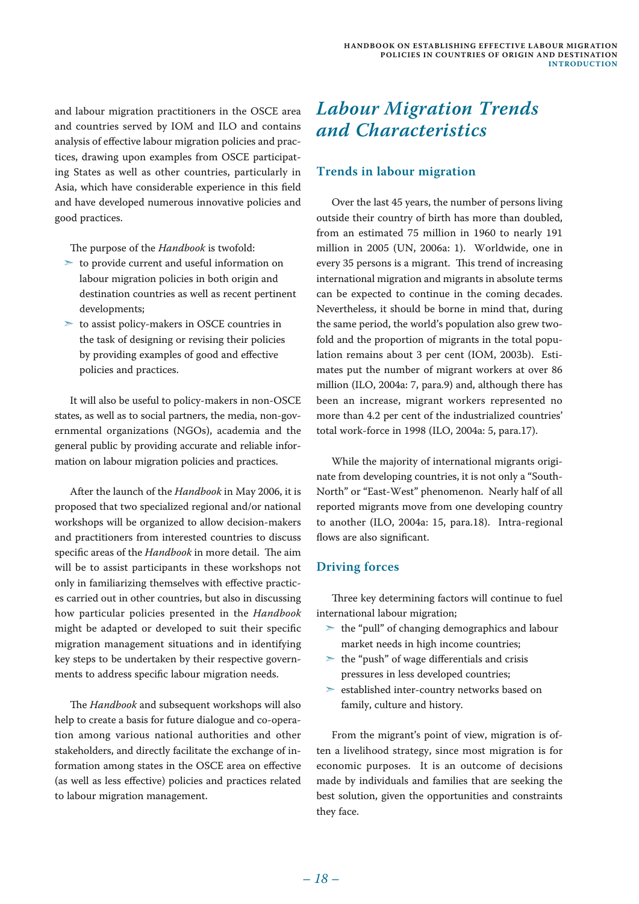and labour migration practitioners in the OSCE area and countries served by IOM and ILO and contains analysis of effective labour migration policies and practices, drawing upon examples from OSCE participating States as well as other countries, particularly in Asia, which have considerable experience in this field and have developed numerous innovative policies and good practices.

The purpose of the *Handbook* is twofold:

- to provide current and useful information on labour migration policies in both origin and destination countries as well as recent pertinent developments;
- to assist policy-makers in OSCE countries in the task of designing or revising their policies by providing examples of good and effective policies and practices.

It will also be useful to policy-makers in non-OSCE states, as well as to social partners, the media, non-governmental organizations (NGOs), academia and the general public by providing accurate and reliable information on labour migration policies and practices.

After the launch of the *Handbook* in May 2006, it is proposed that two specialized regional and/or national workshops will be organized to allow decision-makers and practitioners from interested countries to discuss specific areas of the *Handbook* in more detail. The aim will be to assist participants in these workshops not only in familiarizing themselves with effective practices carried out in other countries, but also in discussing how particular policies presented in the *Handbook* might be adapted or developed to suit their specific migration management situations and in identifying key steps to be undertaken by their respective governments to address specific labour migration needs.

The *Handbook* and subsequent workshops will also help to create a basis for future dialogue and co-operation among various national authorities and other stakeholders, and directly facilitate the exchange of information among states in the OSCE area on effective (as well as less effective) policies and practices related to labour migration management.

# *Labour Migration Trends and Characteristics*

## Trends in labour migration

Over the last 45 years, the number of persons living outside their country of birth has more than doubled, from an estimated 75 million in 1960 to nearly 191 million in 2005 (UN, 2006a: 1). Worldwide, one in every 35 persons is a migrant. This trend of increasing international migration and migrants in absolute terms can be expected to continue in the coming decades. Nevertheless, it should be borne in mind that, during the same period, the world's population also grew two-fold and the proportion of migrants in the total population remains about 3 per cent (IOM, 2003b). Estimates put the number of migrant workers at over 86 million (ILO, 2004a: 7, para.9) and, although there has been an increase, migrant workers represented no more than 4.2 per cent of the industrialized countries' total work-force in 1998 (ILO, 2004a: 5, para.17).

While the majority of international migrants originate from developing countries, it is not only a "South-North" or "East-West" phenomenon. Nearly half of all reported migrants move from one developing country to another (ILO, 2004a: 15, para.18). Intra-regional flows are also significant.

## Driving forces

Three key determining factors will continue to fuel international labour migration;

- the "pull" of changing demographics and labour market needs in high income countries;
- the "push" of wage differentials and crisis pressures in less developed countries;
- established inter-country networks based on family, culture and history.

From the migrant's point of view, migration is often a livelihood strategy, since most migration is for economic purposes. It is an outcome of decisions made by individuals and families that are seeking the best solution, given the opportunities and constraints they face.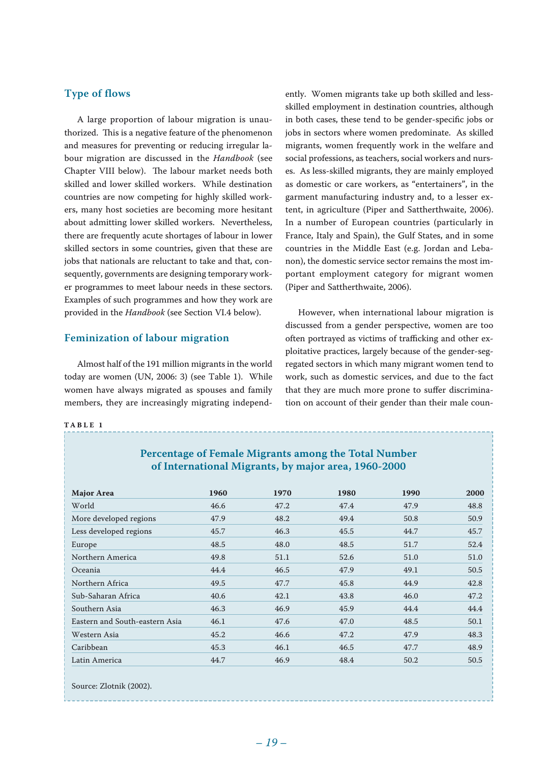## Type of flows

A large proportion of labour migration is unauthorized. This is a negative feature of the phenomenon and measures for preventing or reducing irregular labour migration are discussed in the *Handbook* (see Chapter VIII below). The labour market needs both skilled and lower skilled workers. While destination countries are now competing for highly skilled workers, many host societies are becoming more hesitant about admitting lower skilled workers. Nevertheless, there are frequently acute shortages of labour in lower skilled sectors in some countries, given that these are jobs that nationals are reluctant to take and that, consequently, governments are designing temporary worker programmes to meet labour needs in these sectors. Examples of such programmes and how they work are provided in the *Handbook* (see Section VI.4 below).

## Feminization of labour migration

Almost half of the 191 million migrants in the world today are women (UN, 2006: 3) (see Table 1). While women have always migrated as spouses and family members, they are increasingly migrating independently. Women migrants take up both skilled and less-skilled employment in destination countries, although in both cases, these tend to be gender-specific jobs or jobs in sectors where women predominate. As skilled migrants, women frequently work in the welfare and social professions, as teachers, social workers and nurses. As less-skilled migrants, they are mainly employed as domestic or care workers, as "entertainers", in the garment manufacturing industry and, to a lesser extent, in agriculture (Piper and Sattherthwaite, 2006). In a number of European countries (particularly in France, Italy and Spain), the Gulf States, and in some countries in the Middle East (e.g. Jordan and Lebanon), the domestic service sector remains the most important employment category for migrant women (Piper and Sattherthwaite, 2006).

However, when international labour migration is discussed from a gender perspective, women are too often portrayed as victims of trafficking and other exploitative practices, largely because of the gender-segregated sectors in which many migrant women tend to work, such as domestic services, and due to the fact that they are much more prone to suffer discrimination on account of their gender than their male coun-

**TABLE 1**

**Percentage of Female Migrants among the Total Number of International Migrants, by major area, 1960-2000**

| Major Area | 1960 | 1970 | 1980 | 1990 | 2000 |
|---|---|---|---|---|---|
| World | 46.6 | 47.2 | 47.4 | 47.9 | 48.8 |
| More developed regions | 47.9 | 48.2 | 49.4 | 50.8 | 50.9 |
| Less developed regions | 45.7 | 46.3 | 45.5 | 44.7 | 45.7 |
| Europe | 48.5 | 48.0 | 48.5 | 51.7 | 52.4 |
| Northern America | 49.8 | 51.1 | 52.6 | 51.0 | 51.0 |
| Oceania | 44.4 | 46.5 | 47.9 | 49.1 | 50.5 |
| Northern Africa | 49.5 | 47.7 | 45.8 | 44.9 | 42.8 |
| Sub-Saharan Africa | 40.6 | 42.1 | 43.8 | 46.0 | 47.2 |
| Southern Asia | 46.3 | 46.9 | 45.9 | 44.4 | 44.4 |
| Eastern and South-eastern Asia | 46.1 | 47.6 | 47.0 | 48.5 | 50.1 |
| Western Asia | 45.2 | 46.6 | 47.2 | 47.9 | 48.3 |
| Caribbean | 45.3 | 46.1 | 46.5 | 47.7 | 48.9 |
| Latin America | 44.7 | 46.9 | 48.4 | 50.2 | 50.5 |

Source: Zlotnik (2002).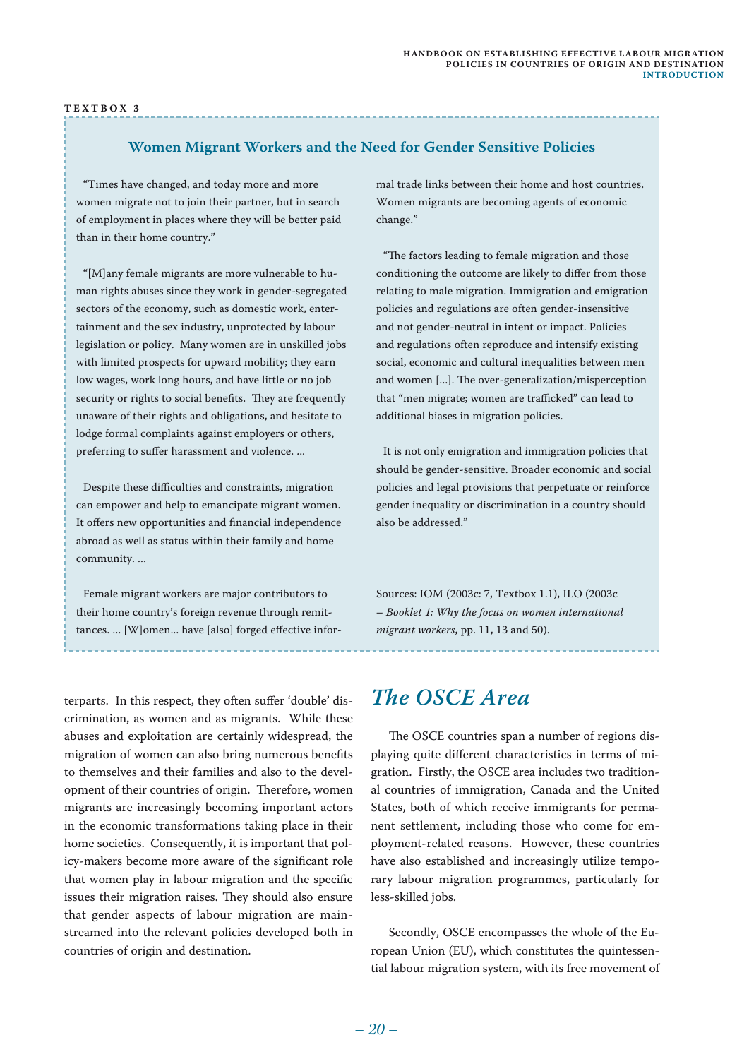**TEXTBOX 3**

### Women Migrant Workers and the Need for Gender Sensitive Policies

"Times have changed, and today more and more women migrate not to join their partner, but in search of employment in places where they will be better paid than in their home country."

"[M]any female migrants are more vulnerable to human rights abuses since they work in gender-segregated sectors of the economy, such as domestic work, entertainment and the sex industry, unprotected by labour legislation or policy. Many women are in unskilled jobs with limited prospects for upward mobility; they earn low wages, work long hours, and have little or no job security or rights to social benefits. They are frequently unaware of their rights and obligations, and hesitate to lodge formal complaints against employers or others, preferring to suffer harassment and violence. …

Despite these difficulties and constraints, migration can empower and help to emancipate migrant women. It offers new opportunities and financial independence abroad as well as status within their family and home community. …

Female migrant workers are major contributors to their home country's foreign revenue through remittances. … [W]omen… have [also] forged effective informal trade links between their home and host countries. Women migrants are becoming agents of economic change."

"The factors leading to female migration and those conditioning the outcome are likely to differ from those relating to male migration. Immigration and emigration policies and regulations are often gender-insensitive and not gender-neutral in intent or impact. Policies and regulations often reproduce and intensify existing social, economic and cultural inequalities between men and women […]. The over-generalization/misperception that "men migrate; women are trafficked" can lead to additional biases in migration policies.

It is not only emigration and immigration policies that should be gender-sensitive. Broader economic and social policies and legal provisions that perpetuate or reinforce gender inequality or discrimination in a country should also be addressed."

Sources: IOM (2003c: 7, Textbox 1.1), ILO (2003c – *Booklet 1: Why the focus on women international migrant workers*, pp. 11, 13 and 50).

terparts. In this respect, they often suffer 'double' discrimination, as women and as migrants. While these abuses and exploitation are certainly widespread, the migration of women can also bring numerous benefits to themselves and their families and also to the development of their countries of origin. Therefore, women migrants are increasingly becoming important actors in the economic transformations taking place in their home societies. Consequently, it is important that policy-makers become more aware of the significant role that women play in labour migration and the specific issues their migration raises. They should also ensure that gender aspects of labour migration are mainstreamed into the relevant policies developed both in countries of origin and destination.

## *The OSCE Area*

The OSCE countries span a number of regions displaying quite different characteristics in terms of migration. Firstly, the OSCE area includes two traditional countries of immigration, Canada and the United States, both of which receive immigrants for permanent settlement, including those who come for employment-related reasons. However, these countries have also established and increasingly utilize temporary labour migration programmes, particularly for less-skilled jobs.

Secondly, OSCE encompasses the whole of the European Union (EU), which constitutes the quintessential labour migration system, with its free movement of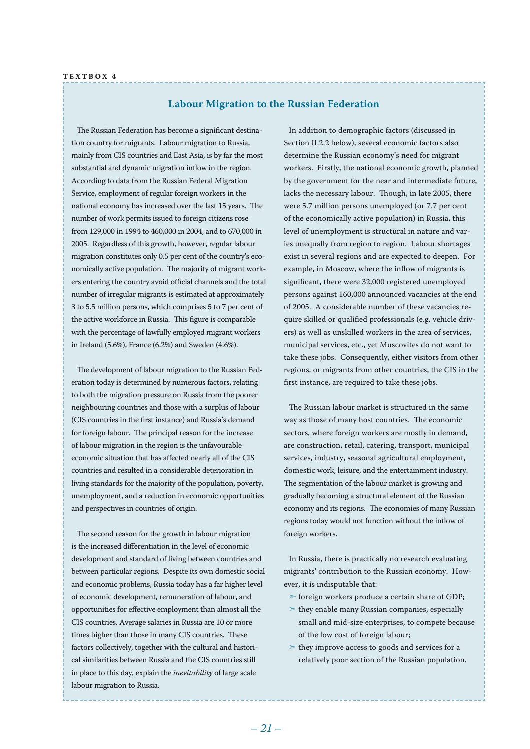**TEXTBOX 4**

## Labour Migration to the Russian Federation

The Russian Federation has become a significant destination country for migrants. Labour migration to Russia, mainly from CIS countries and East Asia, is by far the most substantial and dynamic migration inflow in the region. According to data from the Russian Federal Migration Service, employment of regular foreign workers in the national economy has increased over the last 15 years. The number of work permits issued to foreign citizens rose from 129,000 in 1994 to 460,000 in 2004, and to 670,000 in 2005. Regardless of this growth, however, regular labour migration constitutes only 0.5 per cent of the country's economically active population. The majority of migrant workers entering the country avoid official channels and the total number of irregular migrants is estimated at approximately 3 to 5.5 million persons, which comprises 5 to 7 per cent of the active workforce in Russia. This figure is comparable with the percentage of lawfully employed migrant workers in Ireland (5.6%), France (6.2%) and Sweden (4.6%).

The development of labour migration to the Russian Federation today is determined by numerous factors, relating to both the migration pressure on Russia from the poorer neighbouring countries and those with a surplus of labour (CIS countries in the first instance) and Russia's demand for foreign labour. The principal reason for the increase of labour migration in the region is the unfavourable economic situation that has affected nearly all of the CIS countries and resulted in a considerable deterioration in living standards for the majority of the population, poverty, unemployment, and a reduction in economic opportunities and perspectives in countries of origin.

The second reason for the growth in labour migration is the increased differentiation in the level of economic development and standard of living between countries and between particular regions. Despite its own domestic social and economic problems, Russia today has a far higher level of economic development, remuneration of labour, and opportunities for effective employment than almost all the CIS countries. Average salaries in Russia are 10 or more times higher than those in many CIS countries. These factors collectively, together with the cultural and historical similarities between Russia and the CIS countries still in place to this day, explain the *inevitability* of large scale labour migration to Russia.

In addition to demographic factors (discussed in Section II.2.2 below), several economic factors also determine the Russian economy's need for migrant workers. Firstly, the national economic growth, planned by the government for the near and intermediate future, lacks the necessary labour. Though, in late 2005, there were 5.7 million persons unemployed (or 7.7 per cent of the economically active population) in Russia, this level of unemployment is structural in nature and varies unequally from region to region. Labour shortages exist in several regions and are expected to deepen. For example, in Moscow, where the inflow of migrants is significant, there were 32,000 registered unemployed persons against 160,000 announced vacancies at the end of 2005. A considerable number of these vacancies require skilled or qualified professionals (e.g. vehicle drivers) as well as unskilled workers in the area of services, municipal services, etc., yet Muscovites do not want to take these jobs. Consequently, either visitors from other regions, or migrants from other countries, the CIS in the first instance, are required to take these jobs.

The Russian labour market is structured in the same way as those of many host countries. The economic sectors, where foreign workers are mostly in demand, are construction, retail, catering, transport, municipal services, industry, seasonal agricultural employment, domestic work, leisure, and the entertainment industry. The segmentation of the labour market is growing and gradually becoming a structural element of the Russian economy and its regions. The economies of many Russian regions today would not function without the inflow of foreign workers.

In Russia, there is practically no research evaluating migrants' contribution to the Russian economy. However, it is indisputable that:

- foreign workers produce a certain share of GDP;
- they enable many Russian companies, especially small and mid-size enterprises, to compete because of the low cost of foreign labour;
- they improve access to goods and services for a relatively poor section of the Russian population.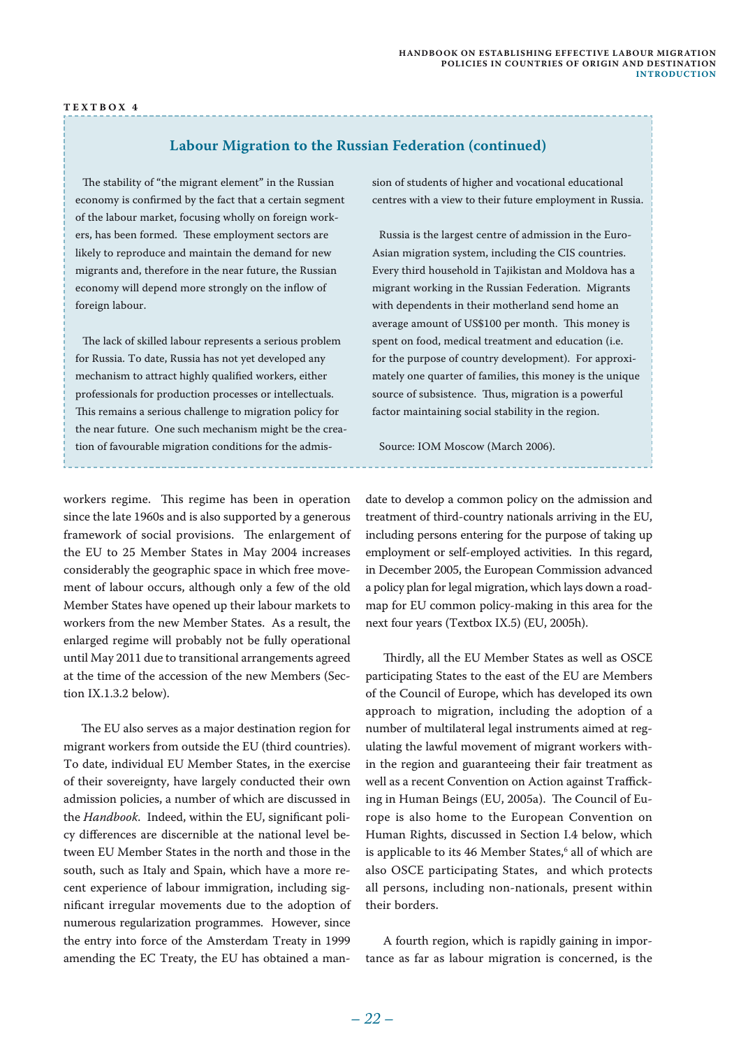**TEXTBOX 4**

### Labour Migration to the Russian Federation (continued)

The stability of "the migrant element" in the Russian economy is confirmed by the fact that a certain segment of the labour market, focusing wholly on foreign workers, has been formed. These employment sectors are likely to reproduce and maintain the demand for new migrants and, therefore in the near future, the Russian economy will depend more strongly on the inflow of foreign labour.

The lack of skilled labour represents a serious problem for Russia. To date, Russia has not yet developed any mechanism to attract highly qualified workers, either professionals for production processes or intellectuals. This remains a serious challenge to migration policy for the near future. One such mechanism might be the creation of favourable migration conditions for the admission of students of higher and vocational educational centres with a view to their future employment in Russia.

Russia is the largest centre of admission in the Euro-Asian migration system, including the CIS countries. Every third household in Tajikistan and Moldova has a migrant working in the Russian Federation. Migrants with dependents in their motherland send home an average amount of US$100 per month. This money is spent on food, medical treatment and education (i.e. for the purpose of country development). For approximately one quarter of families, this money is the unique source of subsistence. Thus, migration is a powerful factor maintaining social stability in the region.

Source: IOM Moscow (March 2006).

---

workers regime. This regime has been in operation since the late 1960s and is also supported by a generous framework of social provisions. The enlargement of the EU to 25 Member States in May 2004 increases considerably the geographic space in which free movement of labour occurs, although only a few of the old Member States have opened up their labour markets to workers from the new Member States. As a result, the enlarged regime will probably not be fully operational until May 2011 due to transitional arrangements agreed at the time of the accession of the new Members (Section IX.1.3.2 below).

The EU also serves as a major destination region for migrant workers from outside the EU (third countries). To date, individual EU Member States, in the exercise of their sovereignty, have largely conducted their own admission policies, a number of which are discussed in the *Handbook*. Indeed, within the EU, significant policy differences are discernible at the national level between EU Member States in the north and those in the south, such as Italy and Spain, which have a more recent experience of labour immigration, including significant irregular movements due to the adoption of numerous regularization programmes. However, since the entry into force of the Amsterdam Treaty in 1999 amending the EC Treaty, the EU has obtained a mandate to develop a common policy on the admission and treatment of third-country nationals arriving in the EU, including persons entering for the purpose of taking up employment or self-employed activities. In this regard, in December 2005, the European Commission advanced a policy plan for legal migration, which lays down a roadmap for EU common policy-making in this area for the next four years (Textbox IX.5) (EU, 2005h).

Thirdly, all the EU Member States as well as OSCE participating States to the east of the EU are Members of the Council of Europe, which has developed its own approach to migration, including the adoption of a number of multilateral legal instruments aimed at regulating the lawful movement of migrant workers within the region and guaranteeing their fair treatment as well as a recent Convention on Action against Trafficking in Human Beings (EU, 2005a). The Council of Europe is also home to the European Convention on Human Rights, discussed in Section I.4 below, which is applicable to its 46 Member States,[6] all of which are also OSCE participating States, and which protects all persons, including non-nationals, present within their borders.

A fourth region, which is rapidly gaining in importance as far as labour migration is concerned, is the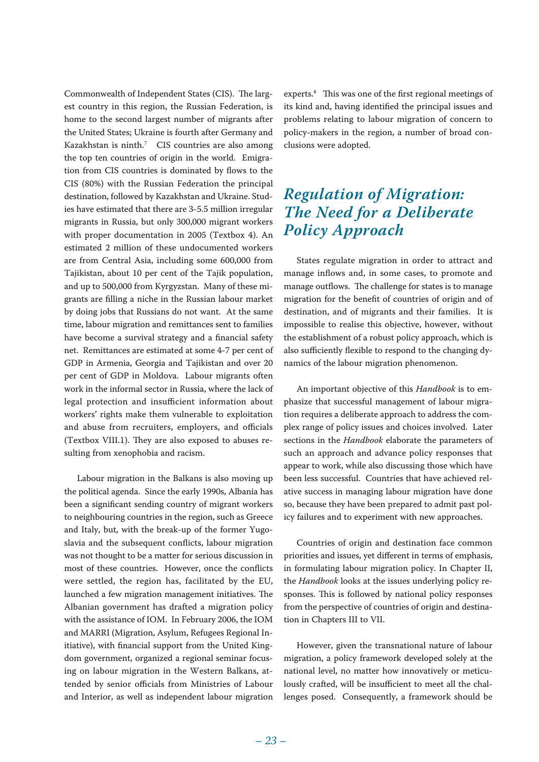Commonwealth of Independent States (CIS). The largest country in this region, the Russian Federation, is home to the second largest number of migrants after the United States; Ukraine is fourth after Germany and Kazakhstan is ninth.[7] CIS countries are also among the top ten countries of origin in the world. Emigration from CIS countries is dominated by flows to the CIS (80%) with the Russian Federation the principal destination, followed by Kazakhstan and Ukraine. Studies have estimated that there are 3-5.5 million irregular migrants in Russia, but only 300,000 migrant workers with proper documentation in 2005 (Textbox 4). An estimated 2 million of these undocumented workers are from Central Asia, including some 600,000 from Tajikistan, about 10 per cent of the Tajik population, and up to 500,000 from Kyrgyzstan. Many of these migrants are filling a niche in the Russian labour market by doing jobs that Russians do not want. At the same time, labour migration and remittances sent to families have become a survival strategy and a financial safety net. Remittances are estimated at some 4-7 per cent of GDP in Armenia, Georgia and Tajikistan and over 20 per cent of GDP in Moldova. Labour migrants often work in the informal sector in Russia, where the lack of legal protection and insufficient information about workers' rights make them vulnerable to exploitation and abuse from recruiters, employers, and officials (Textbox VIII.1). They are also exposed to abuses resulting from xenophobia and racism.

Labour migration in the Balkans is also moving up the political agenda. Since the early 1990s, Albania has been a significant sending country of migrant workers to neighbouring countries in the region, such as Greece and Italy, but, with the break-up of the former Yugoslavia and the subsequent conflicts, labour migration was not thought to be a matter for serious discussion in most of these countries. However, once the conflicts were settled, the region has, facilitated by the EU, launched a few migration management initiatives. The Albanian government has drafted a migration policy with the assistance of IOM. In February 2006, the IOM and MARRI (Migration, Asylum, Refugees Regional Initiative), with financial support from the United Kingdom government, organized a regional seminar focusing on labour migration in the Western Balkans, attended by senior officials from Ministries of Labour and Interior, as well as independent labour migration experts.[8] This was one of the first regional meetings of its kind and, having identified the principal issues and problems relating to labour migration of concern to policy-makers in the region, a number of broad conclusions were adopted.

## *Regulation of Migration: The Need for a Deliberate Policy Approach*

States regulate migration in order to attract and manage inflows and, in some cases, to promote and manage outflows. The challenge for states is to manage migration for the benefit of countries of origin and of destination, and of migrants and their families. It is impossible to realise this objective, however, without the establishment of a robust policy approach, which is also sufficiently flexible to respond to the changing dynamics of the labour migration phenomenon.

An important objective of this *Handbook* is to emphasize that successful management of labour migration requires a deliberate approach to address the complex range of policy issues and choices involved. Later sections in the *Handbook* elaborate the parameters of such an approach and advance policy responses that appear to work, while also discussing those which have been less successful. Countries that have achieved relative success in managing labour migration have done so, because they have been prepared to admit past policy failures and to experiment with new approaches.

Countries of origin and destination face common priorities and issues, yet different in terms of emphasis, in formulating labour migration policy. In Chapter II, the *Handbook* looks at the issues underlying policy responses. This is followed by national policy responses from the perspective of countries of origin and destination in Chapters III to VII.

However, given the transnational nature of labour migration, a policy framework developed solely at the national level, no matter how innovatively or meticulously crafted, will be insufficient to meet all the challenges posed. Consequently, a framework should be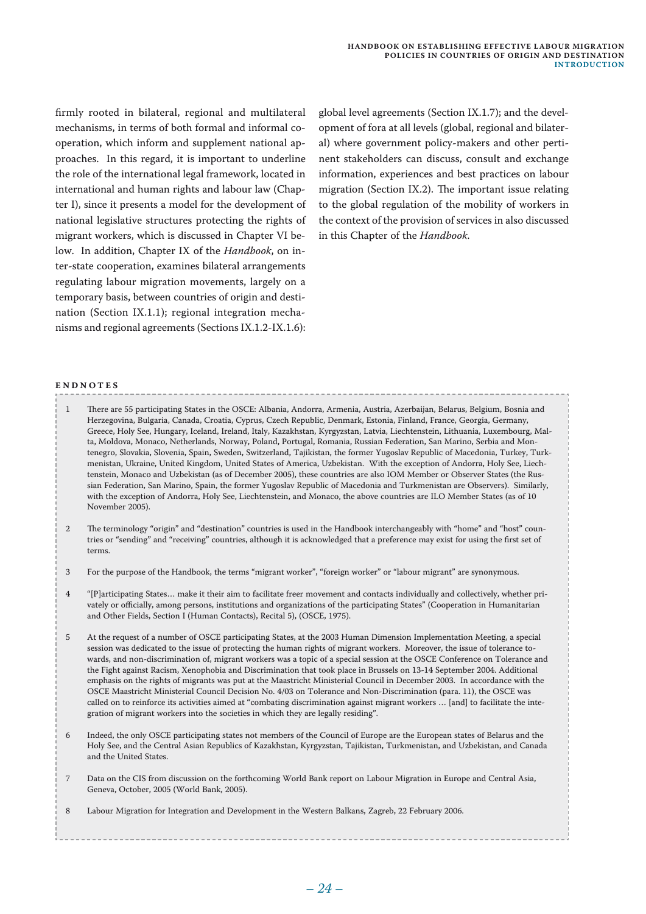firmly rooted in bilateral, regional and multilateral mechanisms, in terms of both formal and informal co-operation, which inform and supplement national approaches. In this regard, it is important to underline the role of the international legal framework, located in international and human rights and labour law (Chapter I), since it presents a model for the development of national legislative structures protecting the rights of migrant workers, which is discussed in Chapter VI below. In addition, Chapter IX of the *Handbook*, on inter-state cooperation, examines bilateral arrangements regulating labour migration movements, largely on a temporary basis, between countries of origin and destination (Section IX.1.1); regional integration mechanisms and regional agreements (Sections IX.1.2-IX.1.6): global level agreements (Section IX.1.7); and the development of fora at all levels (global, regional and bilateral) where government policy-makers and other pertinent stakeholders can discuss, consult and exchange information, experiences and best practices on labour migration (Section IX.2). The important issue relating to the global regulation of the mobility of workers in the context of the provision of services in also discussed in this Chapter of the *Handbook*.

### ENDNOTES

1 There are 55 participating States in the OSCE: Albania, Andorra, Armenia, Austria, Azerbaijan, Belarus, Belgium, Bosnia and Herzegovina, Bulgaria, Canada, Croatia, Cyprus, Czech Republic, Denmark, Estonia, Finland, France, Georgia, Germany, Greece, Holy See, Hungary, Iceland, Ireland, Italy, Kazakhstan, Kyrgyzstan, Latvia, Liechtenstein, Lithuania, Luxembourg, Malta, Moldova, Monaco, Netherlands, Norway, Poland, Portugal, Romania, Russian Federation, San Marino, Serbia and Montenegro, Slovakia, Slovenia, Spain, Sweden, Switzerland, Tajikistan, the former Yugoslav Republic of Macedonia, Turkey, Turkmenistan, Ukraine, United Kingdom, United States of America, Uzbekistan. With the exception of Andorra, Holy See, Liechtenstein, Monaco and Uzbekistan (as of December 2005), these countries are also IOM Member or Observer States (the Russian Federation, San Marino, Spain, the former Yugoslav Republic of Macedonia and Turkmenistan are Observers). Similarly, with the exception of Andorra, Holy See, Liechtenstein, and Monaco, the above countries are ILO Member States (as of 10 November 2005).

2 The terminology "origin" and "destination" countries is used in the Handbook interchangeably with "home" and "host" countries or "sending" and "receiving" countries, although it is acknowledged that a preference may exist for using the first set of terms.

3 For the purpose of the Handbook, the terms "migrant worker", "foreign worker" or "labour migrant" are synonymous.

4 "[P]articipating States… make it their aim to facilitate freer movement and contacts individually and collectively, whether privately or officially, among persons, institutions and organizations of the participating States" (Cooperation in Humanitarian and Other Fields, Section I (Human Contacts), Recital 5), (OSCE, 1975).

5 At the request of a number of OSCE participating States, at the 2003 Human Dimension Implementation Meeting, a special session was dedicated to the issue of protecting the human rights of migrant workers. Moreover, the issue of tolerance towards, and non-discrimination of, migrant workers was a topic of a special session at the OSCE Conference on Tolerance and the Fight against Racism, Xenophobia and Discrimination that took place in Brussels on 13-14 September 2004. Additional emphasis on the rights of migrants was put at the Maastricht Ministerial Council in December 2003. In accordance with the OSCE Maastricht Ministerial Council Decision No. 4/03 on Tolerance and Non-Discrimination (para. 11), the OSCE was called on to reinforce its activities aimed at "combating discrimination against migrant workers … [and] to facilitate the integration of migrant workers into the societies in which they are legally residing".

6 Indeed, the only OSCE participating states not members of the Council of Europe are the European states of Belarus and the Holy See, and the Central Asian Republics of Kazakhstan, Kyrgyzstan, Tajikistan, Turkmenistan, and Uzbekistan, and Canada and the United States.

7 Data on the CIS from discussion on the forthcoming World Bank report on Labour Migration in Europe and Central Asia, Geneva, October, 2005 (World Bank, 2005).

8 Labour Migration for Integration and Development in the Western Balkans, Zagreb, 22 February 2006.